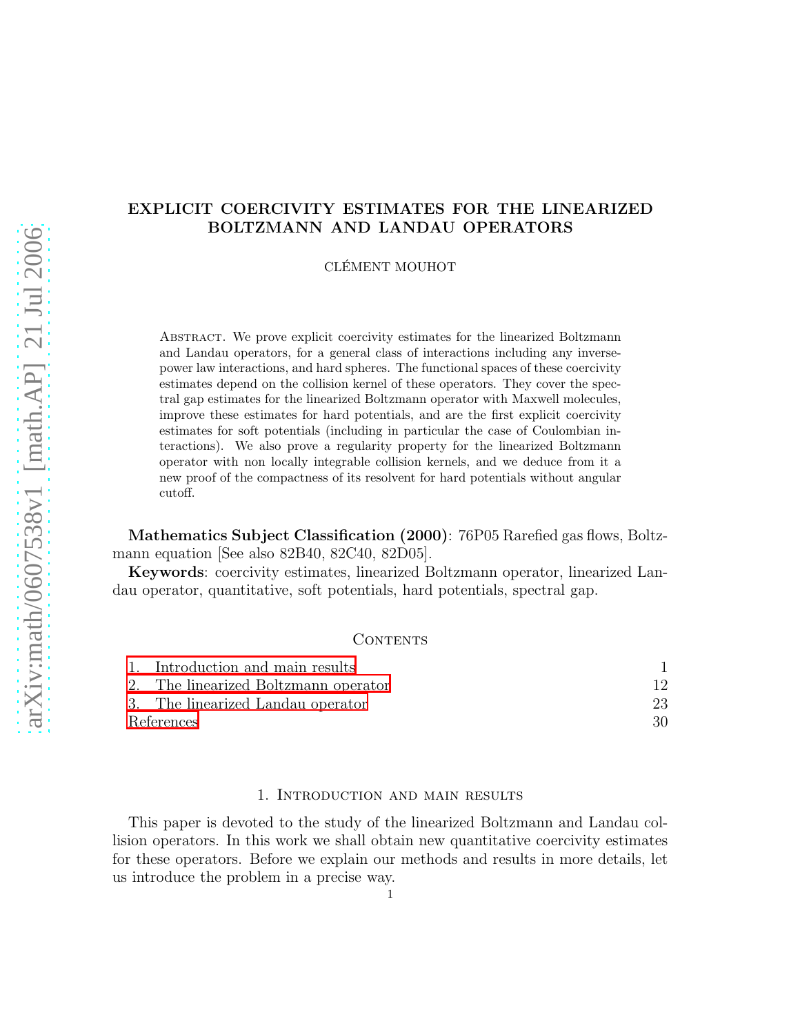# EXPLICIT COERCIVITY ESTIMATES FOR THE LINEARIZED BOLTZMANN AND LANDAU OPERATORS

CLÉMENT MOUHOT

Abstract. We prove explicit coercivity estimates for the linearized Boltzmann and Landau operators, for a general class of interactions including any inverse-power law interactions, and hard spheres. The functional spaces of these coercivity estimates depend on the collision kernel of these operators. They cover the spectral gap estimates for the linearized Boltzmann operator with Maxwell molecules, improve these estimates for hard potentials, and are the first explicit coercivity estimates for soft potentials (including in particular the case of Coulombian interactions). We also prove a regularity property for the linearized Boltzmann operator with non locally integrable collision kernels, and we deduce from it a new proof of the compactness of its resolvent for hard potentials without angular cutoff.

**Mathematics Subject Classification (2000)**: 76P05 Rarefied gas flows, Boltzmann equation [See also 82B40, 82C40, 82D05].

**Keywords**: coercivity estimates, linearized Boltzmann operator, linearized Landau operator, quantitative, soft potentials, hard potentials, spectral gap.

## Contents

| | |
|---|---|
| 1. Introduction and main results | 1 |
| 2. The linearized Boltzmann operator | 12 |
| 3. The linearized Landau operator | 23 |
| References | 30 |

## 1. Introduction and main results

This paper is devoted to the study of the linearized Boltzmann and Landau collision operators. In this work we shall obtain new quantitative coercivity estimates for these operators. Before we explain our methods and results in more details, let us introduce the problem in a precise way.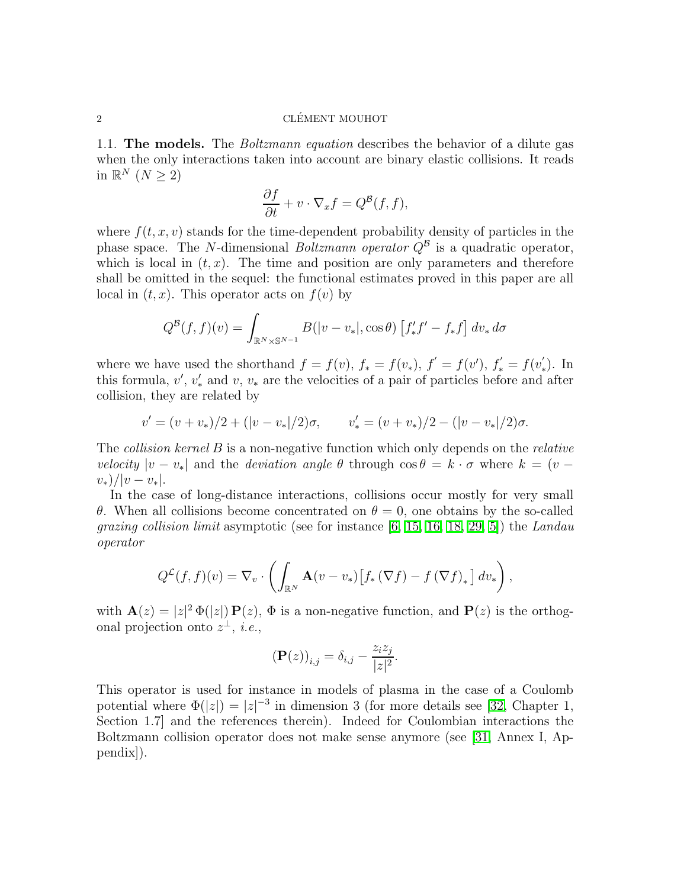### 1.1. **The models.**

The *Boltzmann equation* describes the behavior of a dilute gas when the only interactions taken into account are binary elastic collisions. It reads in $\mathbb{R}^N$ ($N \geq 2$)

$$\frac{\partial f}{\partial t} + v \cdot \nabla_x f = Q^{\mathcal{B}}(f, f),$$

where $f(t, x, v)$ stands for the time-dependent probability density of particles in the phase space. The $N$-dimensional *Boltzmann operator* $Q^{\mathcal{B}}$ is a quadratic operator, which is local in $(t, x)$. The time and position are only parameters and therefore shall be omitted in the sequel: the functional estimates proved in this paper are all local in $(t, x)$. This operator acts on $f(v)$ by

$$Q^{\mathcal{B}}(f, f)(v) = \int_{\mathbb{R}^N \times \mathbb{S}^{N-1}} B(|v - v_*|, \cos\theta) \left[ f'_* f' - f_* f \right] dv_* \, d\sigma$$

where we have used the shorthand $f = f(v)$, $f_* = f(v_*)$, $f' = f(v')$, $f'_* = f(v'_*)$. In this formula, $v'$, $v'_*$ and $v$, $v_*$ are the velocities of a pair of particles before and after collision, they are related by

$$v' = (v + v_*)/2 + (|v - v_*|/2)\sigma, \qquad v'_* = (v + v_*)/2 - (|v - v_*|/2)\sigma.$$

The *collision kernel* $B$ is a non-negative function which only depends on the *relative velocity* $|v - v_*|$ and the *deviation angle* $\theta$ through $\cos\theta = k \cdot \sigma$ where $k = (v - v_*)/|v - v_*|$.

In the case of long-distance interactions, collisions occur mostly for very small $\theta$. When all collisions become concentrated on $\theta = 0$, one obtains by the so-called *grazing collision limit* asymptotic (see for instance [6, 15, 16, 18, 29, 5]) the *Landau operator*

$$Q^{\mathcal{L}}(f, f)(v) = \nabla_v \cdot \left( \int_{\mathbb{R}^N} \mathbf{A}(v - v_*) \big[ f_* \, (\nabla f) - f \, (\nabla f)_* \big] \, dv_* \right),$$

with $\mathbf{A}(z) = |z|^2 \, \Phi(|z|) \, \mathbf{P}(z)$, $\Phi$ is a non-negative function, and $\mathbf{P}(z)$ is the orthogonal projection onto $z^\perp$, *i.e.*,

$$\left(\mathbf{P}(z)\right)_{i,j} = \delta_{i,j} - \frac{z_i z_j}{|z|^2}.$$

This operator is used for instance in models of plasma in the case of a Coulomb potential where $\Phi(|z|) = |z|^{-3}$ in dimension 3 (for more details see [32, Chapter 1, Section 1.7] and the references therein). Indeed for Coulombian interactions the Boltzmann collision operator does not make sense anymore (see [31, Annex I, Appendix]).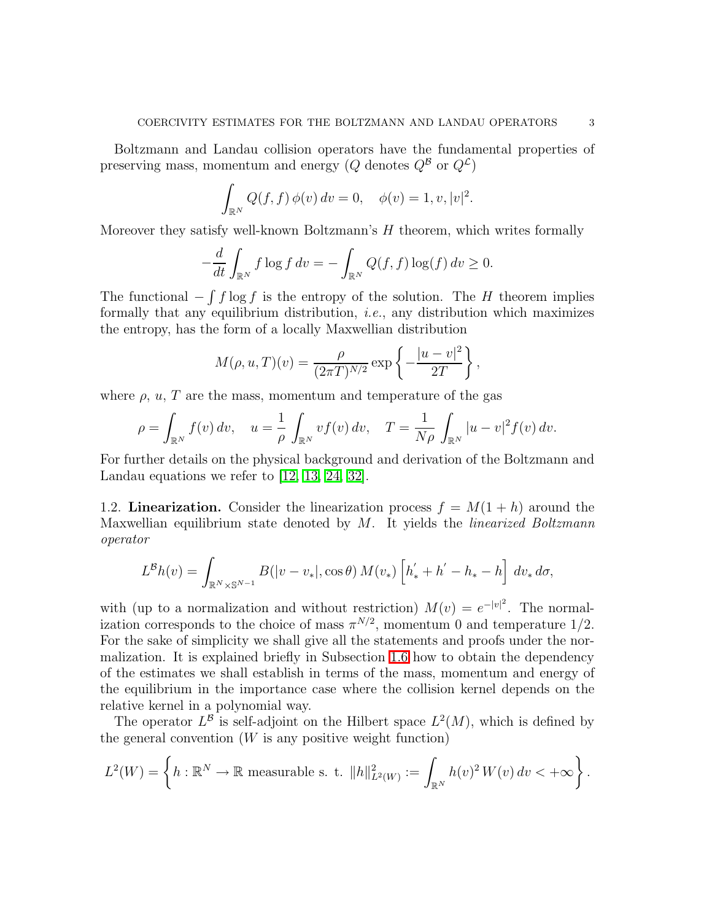Boltzmann and Landau collision operators have the fundamental properties of preserving mass, momentum and energy ($Q$ denotes $Q^{\mathcal{B}}$ or $Q^{\mathcal{L}}$)

$$\int_{\mathbb{R}^N} Q(f,f)\,\phi(v)\,dv = 0, \quad \phi(v) = 1, v, |v|^2.$$

Moreover they satisfy well-known Boltzmann's $H$ theorem, which writes formally

$$-\frac{d}{dt}\int_{\mathbb{R}^N} f \log f \, dv = -\int_{\mathbb{R}^N} Q(f,f)\log(f)\,dv \geq 0.$$

The functional $-\int f \log f$ is the entropy of the solution. The $H$ theorem implies formally that any equilibrium distribution, *i.e.*, any distribution which maximizes the entropy, has the form of a locally Maxwellian distribution

$$M(\rho, u, T)(v) = \frac{\rho}{(2\pi T)^{N/2}} \exp\left\{-\frac{|u-v|^2}{2T}\right\},$$

where $\rho$, $u$, $T$ are the mass, momentum and temperature of the gas

$$\rho = \int_{\mathbb{R}^N} f(v)\,dv, \quad u = \frac{1}{\rho}\int_{\mathbb{R}^N} v f(v)\,dv, \quad T = \frac{1}{N\rho}\int_{\mathbb{R}^N} |u-v|^2 f(v)\,dv.$$

For further details on the physical background and derivation of the Boltzmann and Landau equations we refer to [12, 13, 24, 32].

1.2. **Linearization.** Consider the linearization process $f = M(1+h)$ around the Maxwellian equilibrium state denoted by $M$. It yields the *linearized Boltzmann operator*

$$L^{\mathcal{B}} h(v) = \int_{\mathbb{R}^N \times \mathbb{S}^{N-1}} B(|v - v_*|, \cos\theta)\, M(v_*) \left[h_*^{'} + h^{'} - h_* - h\right]\, dv_*\, d\sigma,$$

with (up to a normalization and without restriction) $M(v) = e^{-|v|^2}$. The normalization corresponds to the choice of mass $\pi^{N/2}$, momentum 0 and temperature 1/2. For the sake of simplicity we shall give all the statements and proofs under the normalization. It is explained briefly in Subsection 1.6 how to obtain the dependency of the estimates we shall establish in terms of the mass, momentum and energy of the equilibrium in the importance case where the collision kernel depends on the relative kernel in a polynomial way.

The operator $L^{\mathcal{B}}$ is self-adjoint on the Hilbert space $L^2(M)$, which is defined by the general convention ($W$ is any positive weight function)

$$L^2(W) = \left\{ h : \mathbb{R}^N \to \mathbb{R} \text{ measurable s. t. } \|h\|^2_{L^2(W)} := \int_{\mathbb{R}^N} h(v)^2\, W(v)\, dv < +\infty \right\}.$$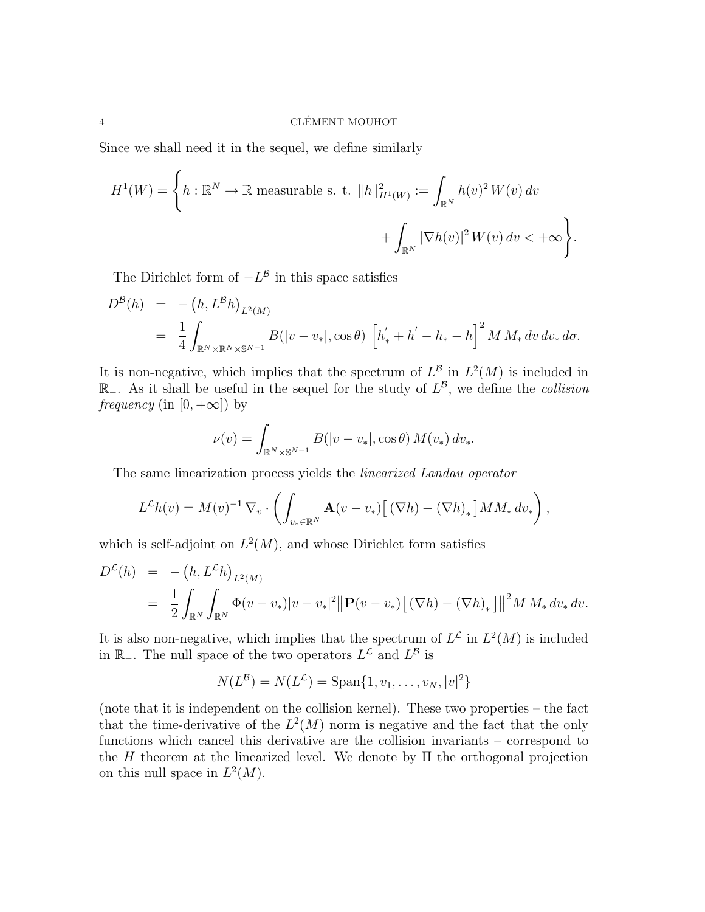Since we shall need it in the sequel, we define similarly

$$H^1(W) = \left\{ h : \mathbb{R}^N \to \mathbb{R} \text{ measurable s. t. } \|h\|^2_{H^1(W)} := \int_{\mathbb{R}^N} h(v)^2 \, W(v) \, dv \right.$$
$$\left. + \int_{\mathbb{R}^N} |\nabla h(v)|^2 \, W(v) \, dv < +\infty \right\}.$$

The Dirichlet form of $-L^{\mathcal{B}}$ in this space satisfies

$$\begin{aligned}
D^{\mathcal{B}}(h) &= -\left(h, L^{\mathcal{B}} h\right)_{L^2(M)} \\
&= \frac{1}{4} \int_{\mathbb{R}^N \times \mathbb{R}^N \times \mathbb{S}^{N-1}} B(|v - v_*|, \cos\theta) \left[ h'_* + h' - h_* - h \right]^2 M \, M_* \, dv \, dv_* \, d\sigma.
\end{aligned}$$

It is non-negative, which implies that the spectrum of $L^{\mathcal{B}}$ in $L^2(M)$ is included in $\mathbb{R}_-$. As it shall be useful in the sequel for the study of $L^{\mathcal{B}}$, we define the *collision frequency* (in $[0, +\infty]$) by

$$\nu(v) = \int_{\mathbb{R}^N \times \mathbb{S}^{N-1}} B(|v - v_*|, \cos\theta) \, M(v_*) \, dv_*.$$

The same linearization process yields the *linearized Landau operator*

$$L^{\mathcal{L}} h(v) = M(v)^{-1} \, \nabla_v \cdot \left( \int_{v_* \in \mathbb{R}^N} \mathbf{A}(v - v_*) \big[ \, (\nabla h) - (\nabla h)_* \big] M M_* \, dv_* \right),$$

which is self-adjoint on $L^2(M)$, and whose Dirichlet form satisfies

$$\begin{aligned}
D^{\mathcal{L}}(h) &= -\left(h, L^{\mathcal{L}} h\right)_{L^2(M)} \\
&= \frac{1}{2} \int_{\mathbb{R}^N} \int_{\mathbb{R}^N} \Phi(v - v_*) |v - v_*|^2 \big\| \mathbf{P}(v - v_*) \big[ \, (\nabla h) - (\nabla h)_* \big] \big\|^2 M \, M_* \, dv_* \, dv.
\end{aligned}$$

It is also non-negative, which implies that the spectrum of $L^{\mathcal{L}}$ in $L^2(M)$ is included in $\mathbb{R}_-$. The null space of the two operators $L^{\mathcal{L}}$ and $L^{\mathcal{B}}$ is

$$N(L^{\mathcal{B}}) = N(L^{\mathcal{L}}) = \operatorname{Span}\{1, v_1, \ldots, v_N, |v|^2\}$$

(note that it is independent on the collision kernel). These two properties – the fact that the time-derivative of the $L^2(M)$ norm is negative and the fact that the only functions which cancel this derivative are the collision invariants – correspond to the $H$ theorem at the linearized level. We denote by $\Pi$ the orthogonal projection on this null space in $L^2(M)$.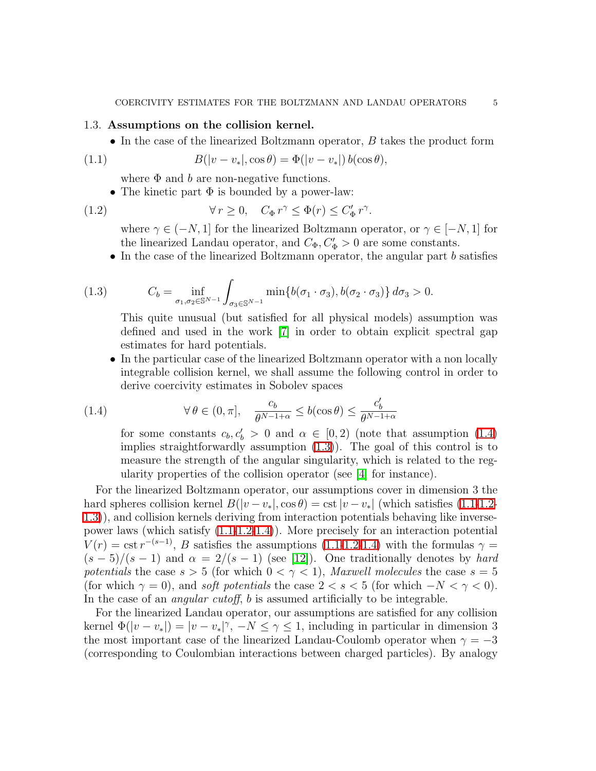### 1.3. **Assumptions on the collision kernel.**

- In the case of the linearized Boltzmann operator, $B$ takes the product form

$$B(|v - v_*|, \cos\theta) = \Phi(|v - v_*|)\, b(\cos\theta), \tag{1.1}$$

  where $\Phi$ and $b$ are non-negative functions.

- The kinetic part $\Phi$ is bounded by a power-law:

$$\forall\, r \geq 0, \quad C_\Phi\, r^\gamma \leq \Phi(r) \leq C'_\Phi\, r^\gamma. \tag{1.2}$$

  where $\gamma \in (-N, 1]$ for the linearized Boltzmann operator, or $\gamma \in [-N, 1]$ for the linearized Landau operator, and $C_\Phi, C'_\Phi > 0$ are some constants.

- In the case of the linearized Boltzmann operator, the angular part $b$ satisfies

$$C_b = \inf_{\sigma_1, \sigma_2 \in \mathbb{S}^{N-1}} \int_{\sigma_3 \in \mathbb{S}^{N-1}} \min\{b(\sigma_1 \cdot \sigma_3), b(\sigma_2 \cdot \sigma_3)\}\, d\sigma_3 > 0. \tag{1.3}$$

  This quite unusual (but satisfied for all physical models) assumption was defined and used in the work [7] in order to obtain explicit spectral gap estimates for hard potentials.

- In the particular case of the linearized Boltzmann operator with a non locally integrable collision kernel, we shall assume the following control in order to derive coercivity estimates in Sobolev spaces

$$\forall\, \theta \in (0, \pi], \quad \frac{c_b}{\theta^{N-1+\alpha}} \leq b(\cos\theta) \leq \frac{c'_b}{\theta^{N-1+\alpha}} \tag{1.4}$$

  for some constants $c_b, c'_b > 0$ and $\alpha \in [0, 2)$ (note that assumption (1.4) implies straightforwardly assumption (1.3)). The goal of this control is to measure the strength of the angular singularity, which is related to the regularity properties of the collision operator (see [4] for instance).

For the linearized Boltzmann operator, our assumptions cover in dimension 3 the hard spheres collision kernel $B(|v - v_*|, \cos\theta) = \text{cst}\, |v - v_*|$ (which satisfies (1.1-1.2-1.3)), and collision kernels deriving from interaction potentials behaving like inverse-power laws (which satisfy (1.1-1.2-1.4)). More precisely for an interaction potential $V(r) = \text{cst}\, r^{-(s-1)}$, $B$ satisfies the assumptions (1.1-1.2-1.4) with the formulas $\gamma = (s-5)/(s-1)$ and $\alpha = 2/(s-1)$ (see [12]). One traditionally denotes by *hard potentials* the case $s > 5$ (for which $0 < \gamma < 1$), *Maxwell molecules* the case $s = 5$ (for which $\gamma = 0$), and *soft potentials* the case $2 < s < 5$ (for which $-N < \gamma < 0$). In the case of an *angular cutoff*, $b$ is assumed artificially to be integrable.

For the linearized Landau operator, our assumptions are satisfied for any collision kernel $\Phi(|v - v_*|) = |v - v_*|^\gamma$, $-N \leq \gamma \leq 1$, including in particular in dimension 3 the most important case of the linearized Landau-Coulomb operator when $\gamma = -3$ (corresponding to Coulombian interactions between charged particles). By analogy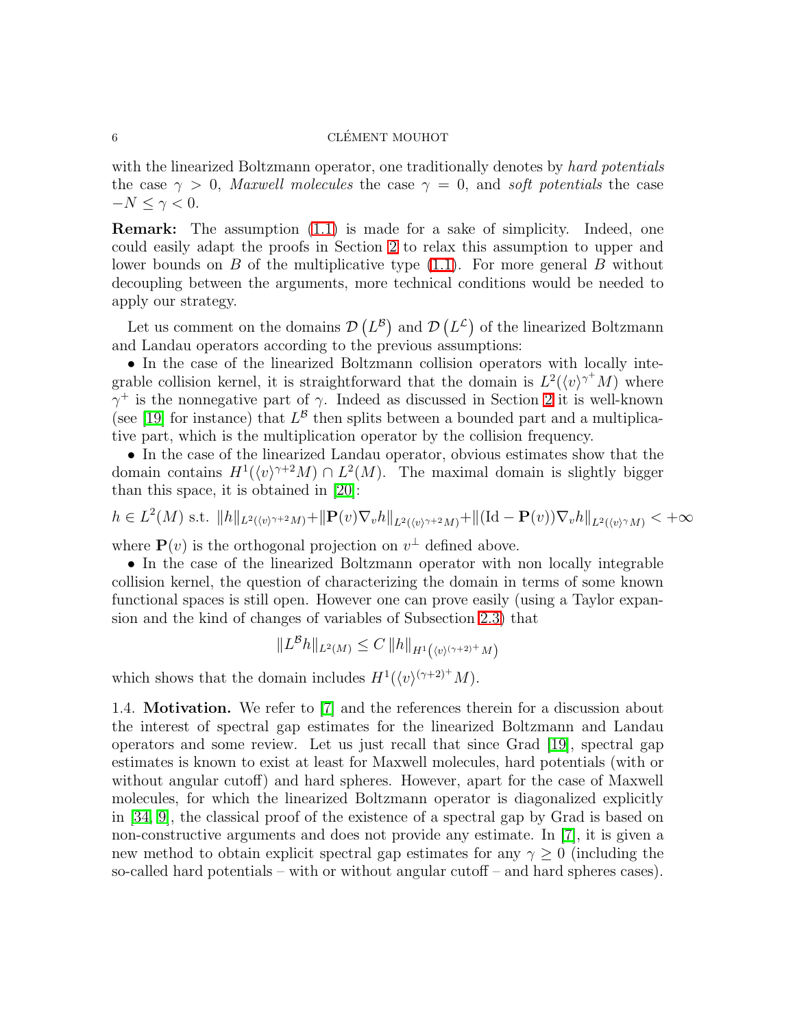with the linearized Boltzmann operator, one traditionally denotes by *hard potentials* the case $\gamma > 0$, *Maxwell molecules* the case $\gamma = 0$, and *soft potentials* the case $-N \le \gamma < 0$.

**Remark:** The assumption (1.1) is made for a sake of simplicity. Indeed, one could easily adapt the proofs in Section 2 to relax this assumption to upper and lower bounds on $B$ of the multiplicative type (1.1). For more general $B$ without decoupling between the arguments, more technical conditions would be needed to apply our strategy.

Let us comment on the domains $\mathcal{D}\left(L^{\mathcal{B}}\right)$ and $\mathcal{D}\left(L^{\mathcal{L}}\right)$ of the linearized Boltzmann and Landau operators according to the previous assumptions:

• In the case of the linearized Boltzmann collision operators with locally integrable collision kernel, it is straightforward that the domain is $L^2(\langle v\rangle^{\gamma^+} M)$ where $\gamma^+$ is the nonnegative part of $\gamma$. Indeed as discussed in Section 2 it is well-known (see [19] for instance) that $L^{\mathcal{B}}$ then splits between a bounded part and a multiplicative part, which is the multiplication operator by the collision frequency.

• In the case of the linearized Landau operator, obvious estimates show that the domain contains $H^1(\langle v\rangle^{\gamma+2} M) \cap L^2(M)$. The maximal domain is slightly bigger than this space, it is obtained in [20]:

$$h \in L^2(M) \text{ s.t. } \|h\|_{L^2(\langle v\rangle^{\gamma+2}M)} + \|\mathbf{P}(v)\nabla_v h\|_{L^2(\langle v\rangle^{\gamma+2}M)} + \|(\mathrm{Id} - \mathbf{P}(v))\nabla_v h\|_{L^2(\langle v\rangle^{\gamma}M)} < +\infty$$

where $\mathbf{P}(v)$ is the orthogonal projection on $v^\perp$ defined above.

• In the case of the linearized Boltzmann operator with non locally integrable collision kernel, the question of characterizing the domain in terms of some known functional spaces is still open. However one can prove easily (using a Taylor expansion and the kind of changes of variables of Subsection 2.3) that

$$\|L^{\mathcal{B}} h\|_{L^2(M)} \le C\, \|h\|_{H^1\left(\langle v\rangle^{(\gamma+2)^+} M\right)}$$

which shows that the domain includes $H^1(\langle v\rangle^{(\gamma+2)^+} M)$.

1.4. **Motivation.** We refer to [7] and the references therein for a discussion about the interest of spectral gap estimates for the linearized Boltzmann and Landau operators and some review. Let us just recall that since Grad [19], spectral gap estimates is known to exist at least for Maxwell molecules, hard potentials (with or without angular cutoff) and hard spheres. However, apart for the case of Maxwell molecules, for which the linearized Boltzmann operator is diagonalized explicitly in [34, 9], the classical proof of the existence of a spectral gap by Grad is based on non-constructive arguments and does not provide any estimate. In [7], it is given a new method to obtain explicit spectral gap estimates for any $\gamma \ge 0$ (including the so-called hard potentials – with or without angular cutoff – and hard spheres cases).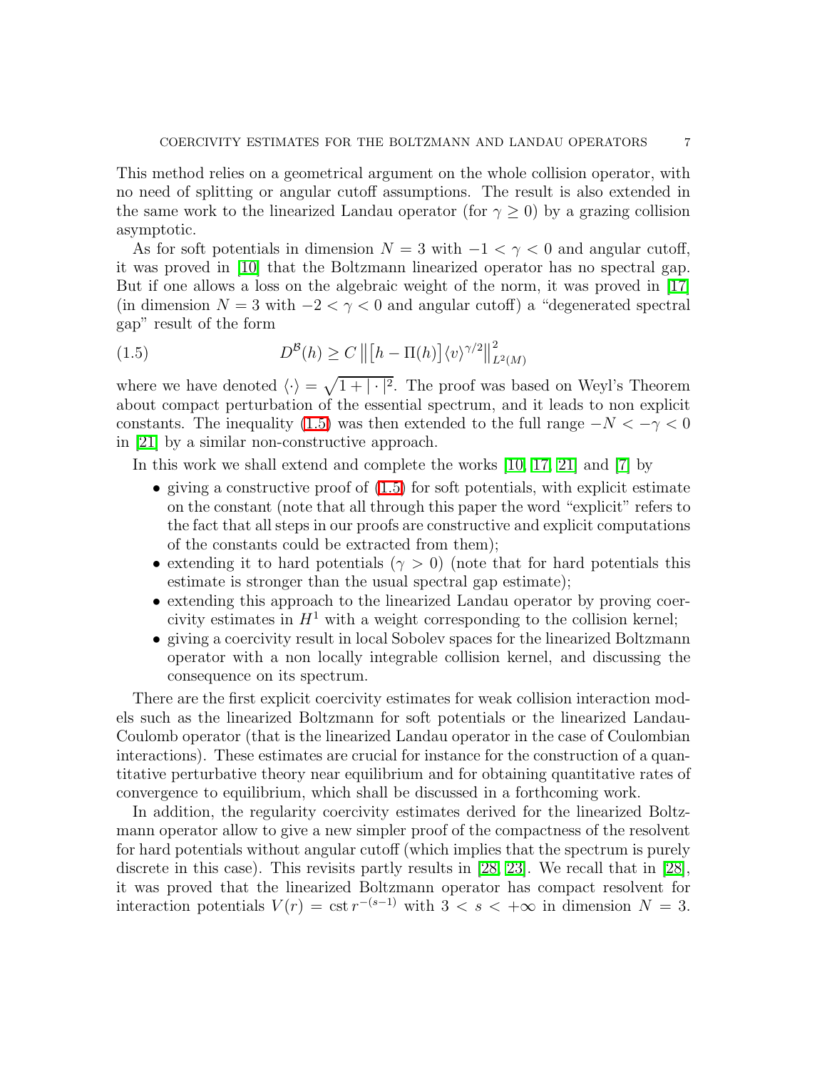This method relies on a geometrical argument on the whole collision operator, with no need of splitting or angular cutoff assumptions. The result is also extended in the same work to the linearized Landau operator (for $\gamma \ge 0$) by a grazing collision asymptotic.

As for soft potentials in dimension $N = 3$ with $-1 < \gamma < 0$ and angular cutoff, it was proved in [10] that the Boltzmann linearized operator has no spectral gap. But if one allows a loss on the algebraic weight of the norm, it was proved in [17] (in dimension $N = 3$ with $-2 < \gamma < 0$ and angular cutoff) a "degenerated spectral gap" result of the form

$$D^{\mathcal{B}}(h) \ge C \left\| \left[ h - \Pi(h) \right] \langle v \rangle^{\gamma/2} \right\|^2_{L^2(M)} \tag{1.5}$$

where we have denoted $\langle \cdot \rangle = \sqrt{1 + |\cdot|^2}$. The proof was based on Weyl's Theorem about compact perturbation of the essential spectrum, and it leads to non explicit constants. The inequality (1.5) was then extended to the full range $-N < -\gamma < 0$ in [21] by a similar non-constructive approach.

In this work we shall extend and complete the works [10, 17, 21] and [7] by

- giving a constructive proof of (1.5) for soft potentials, with explicit estimate on the constant (note that all through this paper the word "explicit" refers to the fact that all steps in our proofs are constructive and explicit computations of the constants could be extracted from them);
- extending it to hard potentials ($\gamma > 0$) (note that for hard potentials this estimate is stronger than the usual spectral gap estimate);
- extending this approach to the linearized Landau operator by proving coercivity estimates in $H^1$ with a weight corresponding to the collision kernel;
- giving a coercivity result in local Sobolev spaces for the linearized Boltzmann operator with a non locally integrable collision kernel, and discussing the consequence on its spectrum.

There are the first explicit coercivity estimates for weak collision interaction models such as the linearized Boltzmann for soft potentials or the linearized Landau-Coulomb operator (that is the linearized Landau operator in the case of Coulombian interactions). These estimates are crucial for instance for the construction of a quantitative perturbative theory near equilibrium and for obtaining quantitative rates of convergence to equilibrium, which shall be discussed in a forthcoming work.

In addition, the regularity coercivity estimates derived for the linearized Boltzmann operator allow to give a new simpler proof of the compactness of the resolvent for hard potentials without angular cutoff (which implies that the spectrum is purely discrete in this case). This revisits partly results in [28, 23]. We recall that in [28], it was proved that the linearized Boltzmann operator has compact resolvent for interaction potentials $V(r) = \mathrm{cst}\, r^{-(s-1)}$ with $3 < s < +\infty$ in dimension $N = 3$.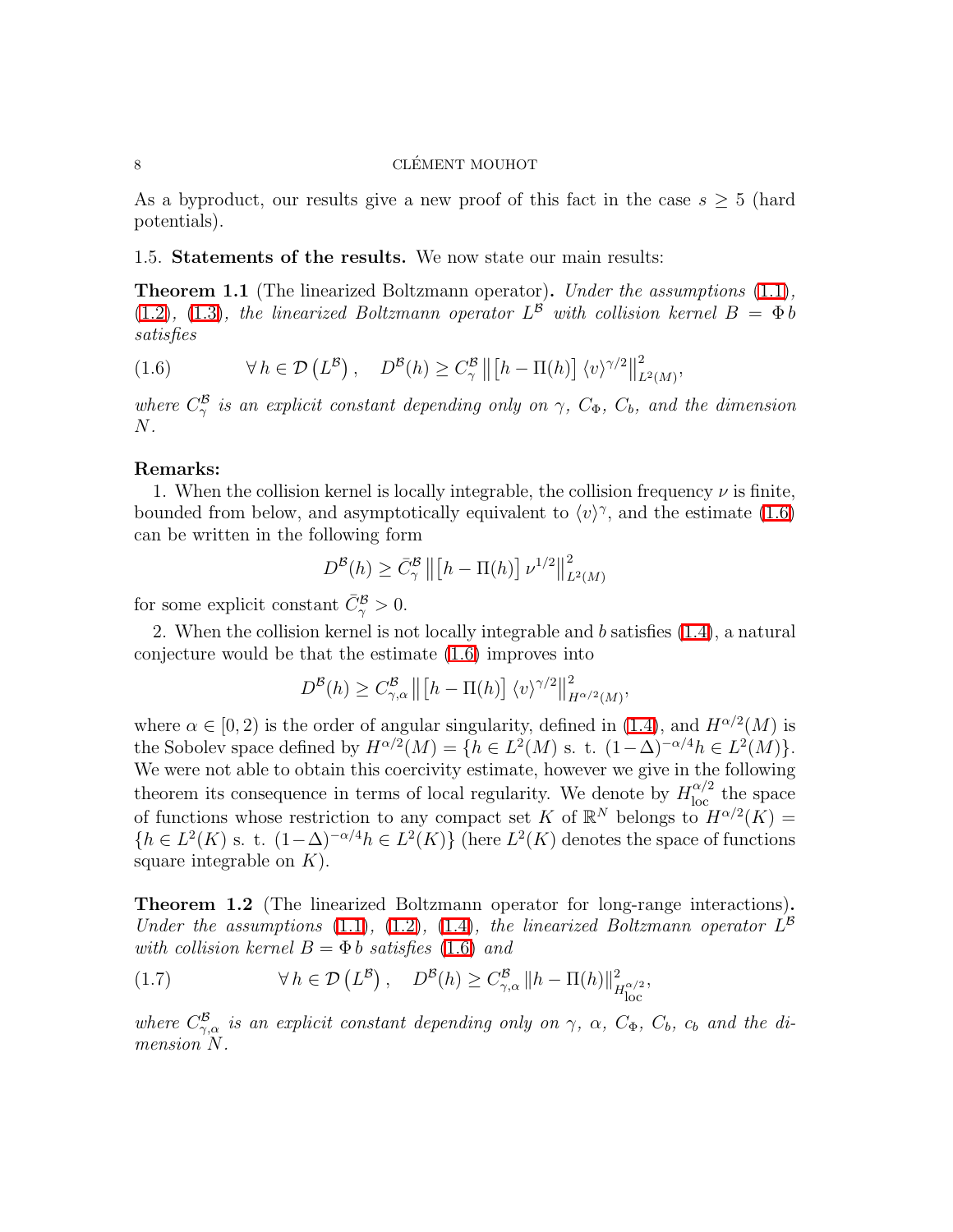As a byproduct, our results give a new proof of this fact in the case $s \geq 5$ (hard potentials).

### 1.5. Statements of the results.

We now state our main results:

**Theorem 1.1** (The linearized Boltzmann operator)**.** *Under the assumptions (1.1), (1.2), (1.3), the linearized Boltzmann operator $L^{\mathcal{B}}$ with collision kernel $B = \Phi\, b$ satisfies*

$$\forall\, h \in \mathcal{D}\left(L^{\mathcal{B}}\right), \quad D^{\mathcal{B}}(h) \geq C^{\mathcal{B}}_\gamma \left\| \left[h - \Pi(h)\right] \langle v \rangle^{\gamma/2} \right\|^2_{L^2(M)}, \tag{1.6}$$

*where $C^{\mathcal{B}}_\gamma$ is an explicit constant depending only on $\gamma$, $C_\Phi$, $C_b$, and the dimension $N$.*

**Remarks:**

1. When the collision kernel is locally integrable, the collision frequency $\nu$ is finite, bounded from below, and asymptotically equivalent to $\langle v \rangle^\gamma$, and the estimate (1.6) can be written in the following form

$$D^{\mathcal{B}}(h) \geq \bar{C}^{\mathcal{B}}_\gamma \left\| \left[h - \Pi(h)\right] \nu^{1/2} \right\|^2_{L^2(M)}$$

for some explicit constant $\bar{C}^{\mathcal{B}}_\gamma > 0$.

2. When the collision kernel is not locally integrable and $b$ satisfies (1.4), a natural conjecture would be that the estimate (1.6) improves into

$$D^{\mathcal{B}}(h) \geq C^{\mathcal{B}}_{\gamma,\alpha} \left\| \left[h - \Pi(h)\right] \langle v \rangle^{\gamma/2} \right\|^2_{H^{\alpha/2}(M)},$$

where $\alpha \in [0, 2)$ is the order of angular singularity, defined in (1.4), and $H^{\alpha/2}(M)$ is the Sobolev space defined by $H^{\alpha/2}(M) = \{h \in L^2(M) \text{ s. t. } (1-\Delta)^{-\alpha/4} h \in L^2(M)\}$. We were not able to obtain this coercivity estimate, however we give in the following theorem its consequence in terms of local regularity. We denote by $H^{\alpha/2}_{\text{loc}}$ the space of functions whose restriction to any compact set $K$ of $\mathbb{R}^N$ belongs to $H^{\alpha/2}(K) = \{h \in L^2(K) \text{ s. t. } (1-\Delta)^{-\alpha/4} h \in L^2(K)\}$ (here $L^2(K)$ denotes the space of functions square integrable on $K$).

**Theorem 1.2** (The linearized Boltzmann operator for long-range interactions)**.** *Under the assumptions (1.1), (1.2), (1.4), the linearized Boltzmann operator $L^{\mathcal{B}}$ with collision kernel $B = \Phi\, b$ satisfies (1.6) and*

$$\forall\, h \in \mathcal{D}\left(L^{\mathcal{B}}\right), \quad D^{\mathcal{B}}(h) \geq C^{\mathcal{B}}_{\gamma,\alpha} \left\| h - \Pi(h) \right\|^2_{H^{\alpha/2}_{\text{loc}}}, \tag{1.7}$$

*where $C^{\mathcal{B}}_{\gamma,\alpha}$ is an explicit constant depending only on $\gamma$, $\alpha$, $C_\Phi$, $C_b$, $c_b$ and the dimension $N$.*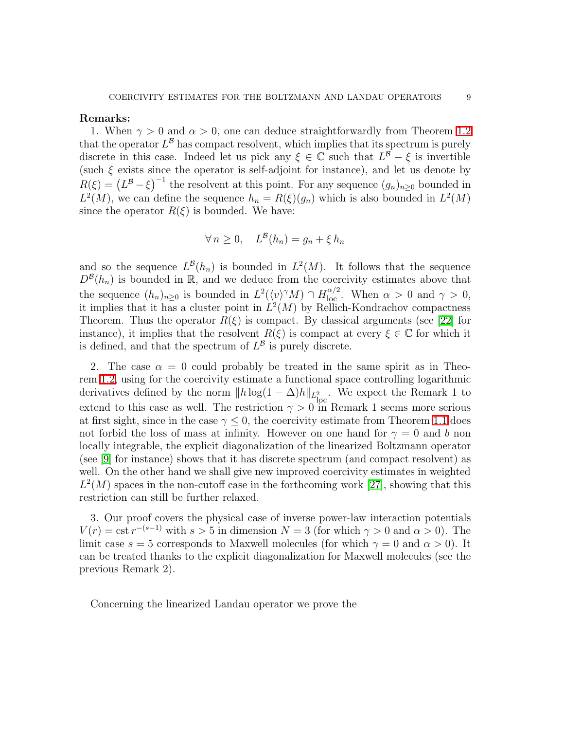**Remarks:**

1. When $\gamma > 0$ and $\alpha > 0$, one can deduce straightforwardly from Theorem 1.2 that the operator $L^{\mathcal{B}}$ has compact resolvent, which implies that its spectrum is purely discrete in this case. Indeed let us pick any $\xi \in \mathbb{C}$ such that $L^{\mathcal{B}} - \xi$ is invertible (such $\xi$ exists since the operator is self-adjoint for instance), and let us denote by $R(\xi) = \left(L^{\mathcal{B}} - \xi\right)^{-1}$ the resolvent at this point. For any sequence $(g_n)_{n \geq 0}$ bounded in $L^2(M)$, we can define the sequence $h_n = R(\xi)(g_n)$ which is also bounded in $L^2(M)$ since the operator $R(\xi)$ is bounded. We have:

$$\forall\, n \geq 0, \quad L^{\mathcal{B}}(h_n) = g_n + \xi\, h_n$$

and so the sequence $L^{\mathcal{B}}(h_n)$ is bounded in $L^2(M)$. It follows that the sequence $D^{\mathcal{B}}(h_n)$ is bounded in $\mathbb{R}$, and we deduce from the coercivity estimates above that the sequence $(h_n)_{n \geq 0}$ is bounded in $L^2(\langle v \rangle^\gamma M) \cap H^{\alpha/2}_{\text{loc}}$. When $\alpha > 0$ and $\gamma > 0$, it implies that it has a cluster point in $L^2(M)$ by Rellich-Kondrachov compactness Theorem. Thus the operator $R(\xi)$ is compact. By classical arguments (see [22] for instance), it implies that the resolvent $R(\xi)$ is compact at every $\xi \in \mathbb{C}$ for which it is defined, and that the spectrum of $L^{\mathcal{B}}$ is purely discrete.

2. The case $\alpha = 0$ could probably be treated in the same spirit as in Theorem 1.2, using for the coercivity estimate a functional space controlling logarithmic derivatives defined by the norm $\|h \log(1 - \Delta) h\|_{L^2_{\text{loc}}}$. We expect the Remark 1 to extend to this case as well. The restriction $\gamma > 0$ in Remark 1 seems more serious at first sight, since in the case $\gamma \leq 0$, the coercivity estimate from Theorem 1.1 does not forbid the loss of mass at infinity. However on one hand for $\gamma = 0$ and $b$ non locally integrable, the explicit diagonalization of the linearized Boltzmann operator (see [9] for instance) shows that it has discrete spectrum (and compact resolvent) as well. On the other hand we shall give new improved coercivity estimates in weighted $L^2(M)$ spaces in the non-cutoff case in the forthcoming work [27], showing that this restriction can still be further relaxed.

3. Our proof covers the physical case of inverse power-law interaction potentials $V(r) = \text{cst}\, r^{-(s-1)}$ with $s > 5$ in dimension $N = 3$ (for which $\gamma > 0$ and $\alpha > 0$). The limit case $s = 5$ corresponds to Maxwell molecules (for which $\gamma = 0$ and $\alpha > 0$). It can be treated thanks to the explicit diagonalization for Maxwell molecules (see the previous Remark 2).

Concerning the linearized Landau operator we prove the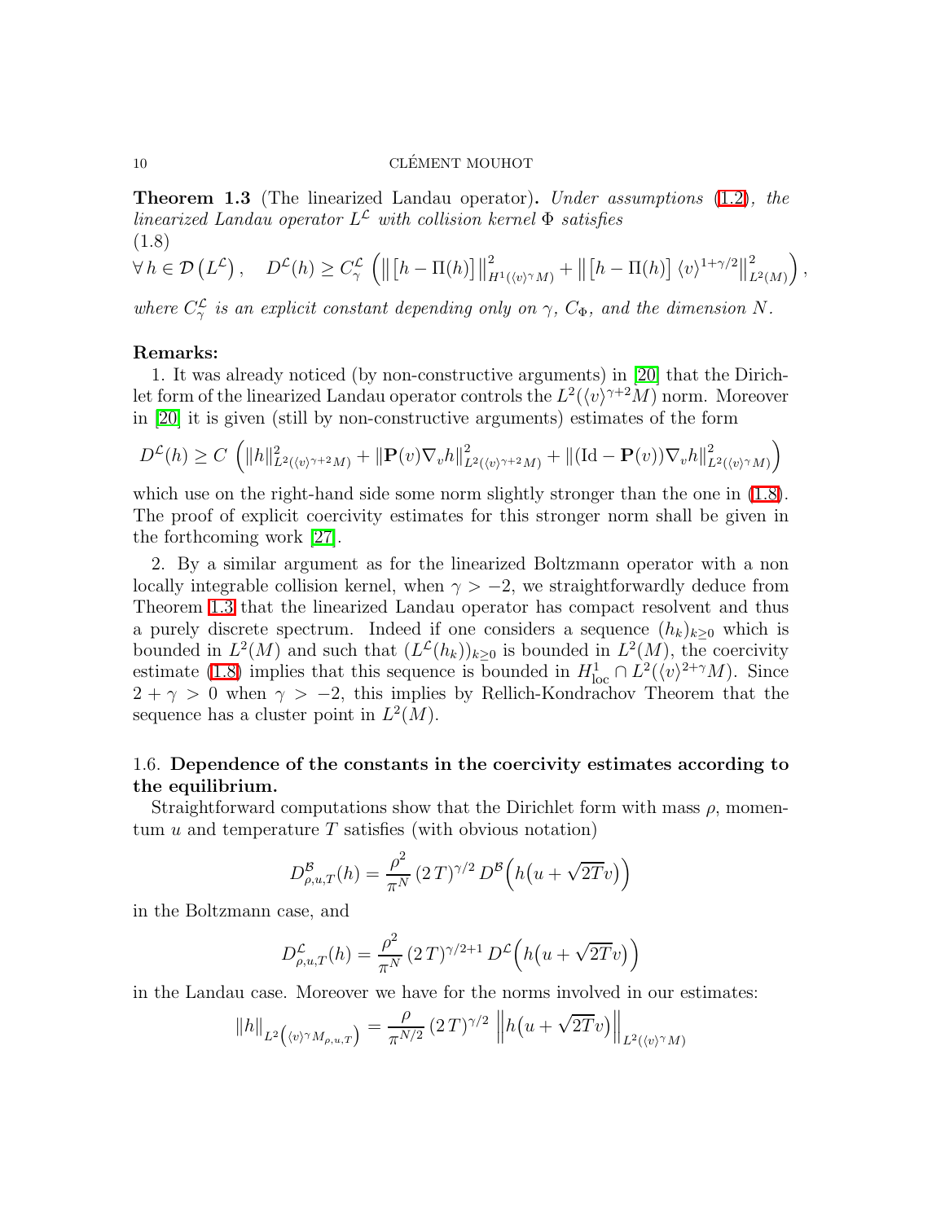**Theorem 1.3** (The linearized Landau operator)**.** *Under assumptions* (1.2)*, the linearized Landau operator $L^{\mathcal{L}}$ with collision kernel $\Phi$ satisfies*

(1.8)
$$\forall\, h \in \mathcal{D}\left(L^{\mathcal{L}}\right), \quad D^{\mathcal{L}}(h) \geq C_\gamma^{\mathcal{L}} \, \left( \left\| \left[h - \Pi(h)\right] \right\|^2_{H^1(\langle v \rangle^\gamma M)} + \left\| \left[h - \Pi(h)\right] \langle v \rangle^{1+\gamma/2} \right\|^2_{L^2(M)} \right),$$

*where $C_\gamma^{\mathcal{L}}$ is an explicit constant depending only on $\gamma$, $C_\Phi$, and the dimension $N$.*

**Remarks:**

1. It was already noticed (by non-constructive arguments) in [20] that the Dirichlet form of the linearized Landau operator controls the $L^2(\langle v \rangle^{\gamma+2} M)$ norm. Moreover in [20] it is given (still by non-constructive arguments) estimates of the form

$$D^{\mathcal{L}}(h) \geq C \, \left( \|h\|^2_{L^2(\langle v \rangle^{\gamma+2} M)} + \|\mathbf{P}(v) \nabla_v h\|^2_{L^2(\langle v \rangle^{\gamma+2} M)} + \|(\mathrm{Id} - \mathbf{P}(v)) \nabla_v h\|^2_{L^2(\langle v \rangle^{\gamma} M)} \right)$$

which use on the right-hand side some norm slightly stronger than the one in (1.8). The proof of explicit coercivity estimates for this stronger norm shall be given in the forthcoming work [27].

2. By a similar argument as for the linearized Boltzmann operator with a non locally integrable collision kernel, when $\gamma > -2$, we straightforwardly deduce from Theorem 1.3 that the linearized Landau operator has compact resolvent and thus a purely discrete spectrum. Indeed if one considers a sequence $(h_k)_{k \geq 0}$ which is bounded in $L^2(M)$ and such that $(L^{\mathcal{L}}(h_k))_{k \geq 0}$ is bounded in $L^2(M)$, the coercivity estimate (1.8) implies that this sequence is bounded in $H^1_{\mathrm{loc}} \cap L^2(\langle v \rangle^{2+\gamma} M)$. Since $2 + \gamma > 0$ when $\gamma > -2$, this implies by Rellich-Kondrachov Theorem that the sequence has a cluster point in $L^2(M)$.

### 1.6. Dependence of the constants in the coercivity estimates according to the equilibrium.

Straightforward computations show that the Dirichlet form with mass $\rho$, momentum $u$ and temperature $T$ satisfies (with obvious notation)

$$D^{\mathcal{B}}_{\rho,u,T}(h) = \frac{\rho^2}{\pi^N} \, (2\,T)^{\gamma/2} \, D^{\mathcal{B}}\Big( h\big(u + \sqrt{2T} v\big) \Big)$$

in the Boltzmann case, and

$$D^{\mathcal{L}}_{\rho,u,T}(h) = \frac{\rho^2}{\pi^N} \, (2\,T)^{\gamma/2+1} \, D^{\mathcal{L}}\Big( h\big(u + \sqrt{2T} v\big) \Big)$$

in the Landau case. Moreover we have for the norms involved in our estimates:

$$\|h\|_{L^2\left(\langle v \rangle^\gamma M_{\rho,u,T}\right)} = \frac{\rho}{\pi^{N/2}} \, (2\,T)^{\gamma/2} \, \left\| h\big(u + \sqrt{2T} v\big) \right\|_{L^2(\langle v \rangle^\gamma M)}$$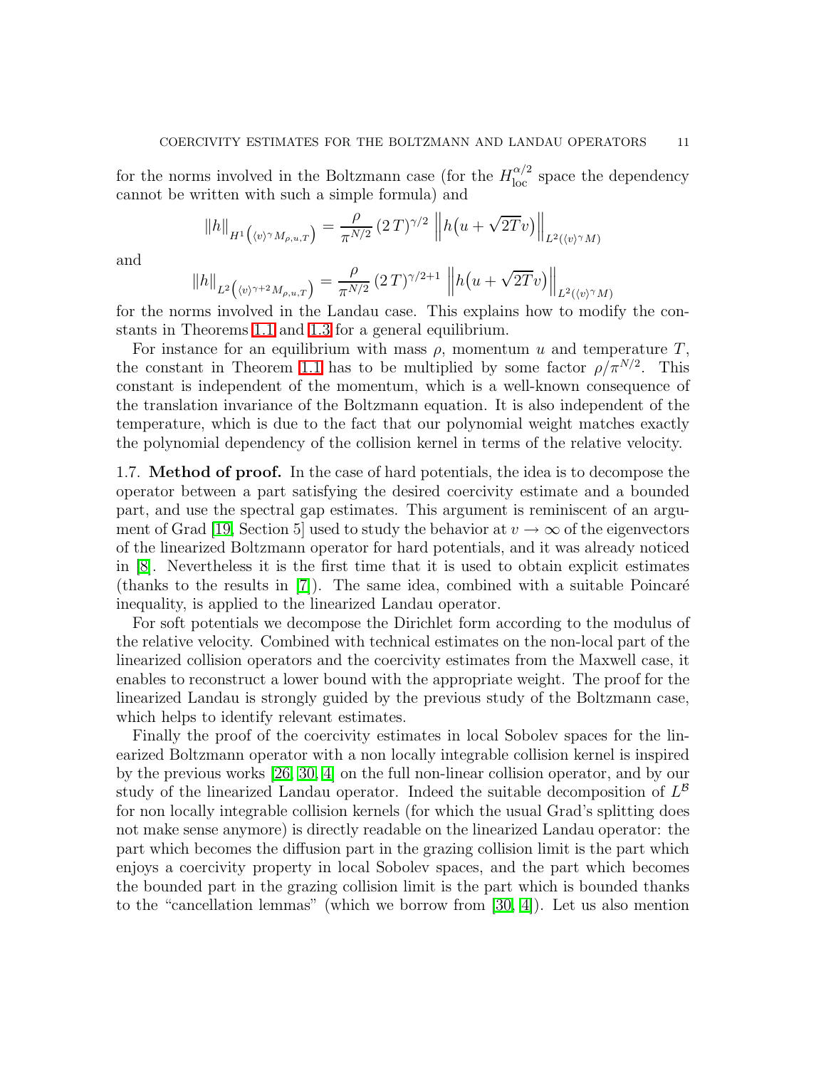for the norms involved in the Boltzmann case (for the $H^{\alpha/2}_{\rm loc}$ space the dependency cannot be written with such a simple formula) and

$$\|h\|_{H^1\left(\langle v\rangle^\gamma M_{\rho,u,T}\right)} = \frac{\rho}{\pi^{N/2}} \, (2\,T)^{\gamma/2} \, \left\| h\big(u+\sqrt{2T}v\big)\right\|_{L^2(\langle v\rangle^\gamma M)}$$

and

$$\|h\|_{L^2\left(\langle v\rangle^{\gamma+2} M_{\rho,u,T}\right)} = \frac{\rho}{\pi^{N/2}} \, (2\,T)^{\gamma/2+1} \, \left\| h\big(u+\sqrt{2T}v\big)\right\|_{L^2(\langle v\rangle^\gamma M)}$$

for the norms involved in the Landau case. This explains how to modify the constants in Theorems 1.1 and 1.3 for a general equilibrium.

For instance for an equilibrium with mass $\rho$, momentum $u$ and temperature $T$, the constant in Theorem 1.1 has to be multiplied by some factor $\rho/\pi^{N/2}$. This constant is independent of the momentum, which is a well-known consequence of the translation invariance of the Boltzmann equation. It is also independent of the temperature, which is due to the fact that our polynomial weight matches exactly the polynomial dependency of the collision kernel in terms of the relative velocity.

## 1.7. Method of proof.

In the case of hard potentials, the idea is to decompose the operator between a part satisfying the desired coercivity estimate and a bounded part, and use the spectral gap estimates. This argument is reminiscent of an argument of Grad [19, Section 5] used to study the behavior at $v \to \infty$ of the eigenvectors of the linearized Boltzmann operator for hard potentials, and it was already noticed in [8]. Nevertheless it is the first time that it is used to obtain explicit estimates (thanks to the results in [7]). The same idea, combined with a suitable Poincaré inequality, is applied to the linearized Landau operator.

For soft potentials we decompose the Dirichlet form according to the modulus of the relative velocity. Combined with technical estimates on the non-local part of the linearized collision operators and the coercivity estimates from the Maxwell case, it enables to reconstruct a lower bound with the appropriate weight. The proof for the linearized Landau is strongly guided by the previous study of the Boltzmann case, which helps to identify relevant estimates.

Finally the proof of the coercivity estimates in local Sobolev spaces for the linearized Boltzmann operator with a non locally integrable collision kernel is inspired by the previous works [26, 30, 4] on the full non-linear collision operator, and by our study of the linearized Landau operator. Indeed the suitable decomposition of $L^{\mathcal{B}}$ for non locally integrable collision kernels (for which the usual Grad's splitting does not make sense anymore) is directly readable on the linearized Landau operator: the part which becomes the diffusion part in the grazing collision limit is the part which enjoys a coercivity property in local Sobolev spaces, and the part which becomes the bounded part in the grazing collision limit is the part which is bounded thanks to the "cancellation lemmas" (which we borrow from [30, 4]). Let us also mention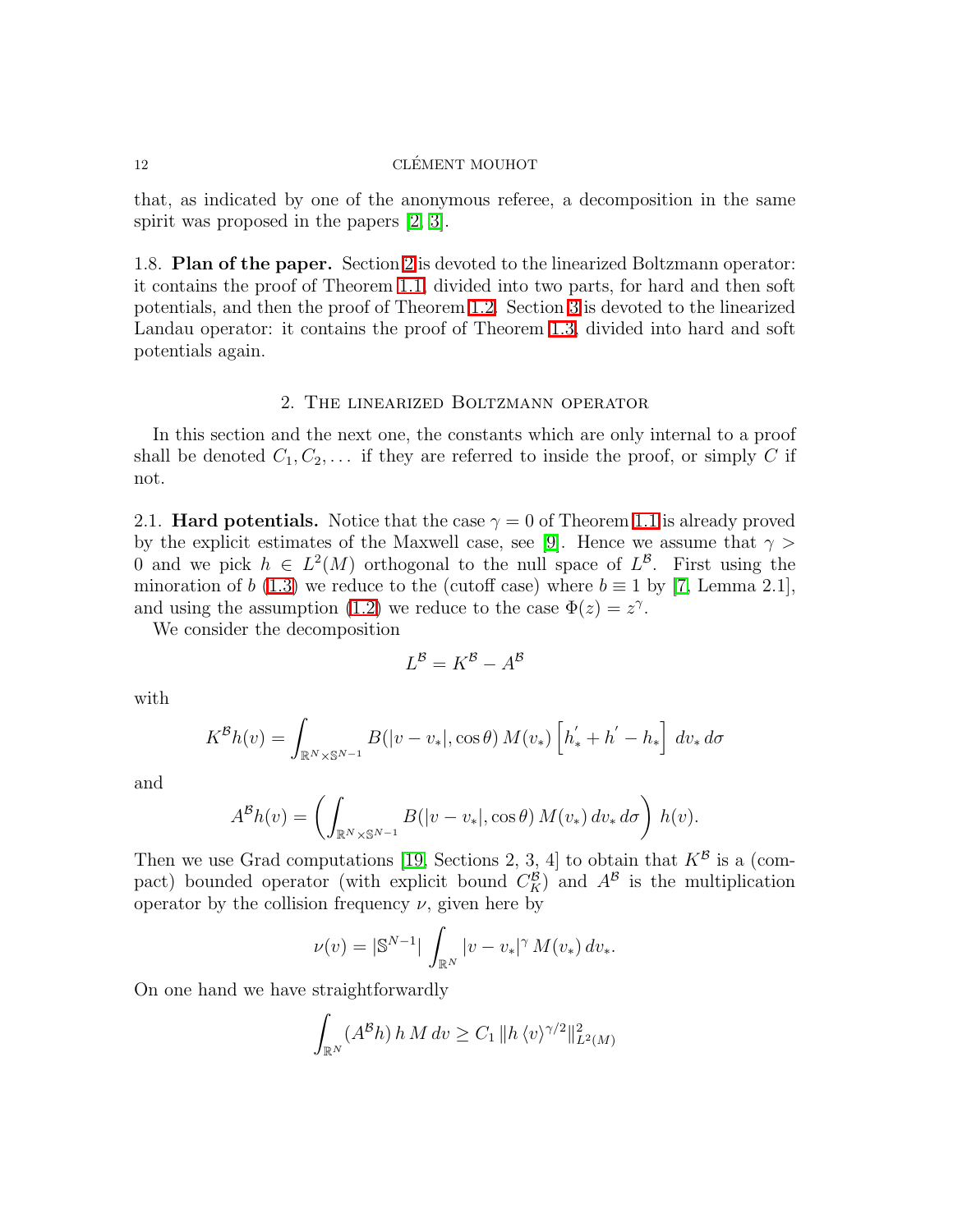that, as indicated by one of the anonymous referee, a decomposition in the same spirit was proposed in the papers [2, 3].

1.8. **Plan of the paper.** Section 2 is devoted to the linearized Boltzmann operator: it contains the proof of Theorem 1.1, divided into two parts, for hard and then soft potentials, and then the proof of Theorem 1.2. Section 3 is devoted to the linearized Landau operator: it contains the proof of Theorem 1.3, divided into hard and soft potentials again.

## 2. The linearized Boltzmann operator

In this section and the next one, the constants which are only internal to a proof shall be denoted $C_1, C_2, \dots$ if they are referred to inside the proof, or simply $C$ if not.

2.1. **Hard potentials.** Notice that the case $\gamma = 0$ of Theorem 1.1 is already proved by the explicit estimates of the Maxwell case, see [9]. Hence we assume that $\gamma > 0$ and we pick $h \in L^2(M)$ orthogonal to the null space of $L^{\mathcal{B}}$. First using the minoration of $b$ (1.3) we reduce to the (cutoff case) where $b \equiv 1$ by [7, Lemma 2.1], and using the assumption (1.2) we reduce to the case $\Phi(z) = z^\gamma$.

We consider the decomposition

$$L^{\mathcal{B}} = K^{\mathcal{B}} - A^{\mathcal{B}}$$

with

$$K^{\mathcal{B}} h(v) = \int_{\mathbb{R}^N \times \mathbb{S}^{N-1}} B(|v - v_*|, \cos\theta)\, M(v_*) \left[ h'_* + h' - h_* \right] \, dv_* \, d\sigma$$

and

$$A^{\mathcal{B}} h(v) = \left( \int_{\mathbb{R}^N \times \mathbb{S}^{N-1}} B(|v - v_*|, \cos\theta)\, M(v_*)\, dv_* \, d\sigma \right) h(v).$$

Then we use Grad computations [19, Sections 2, 3, 4] to obtain that $K^{\mathcal{B}}$ is a (compact) bounded operator (with explicit bound $C_K^{\mathcal{B}}$) and $A^{\mathcal{B}}$ is the multiplication operator by the collision frequency $\nu$, given here by

$$\nu(v) = |\mathbb{S}^{N-1}| \int_{\mathbb{R}^N} |v - v_*|^\gamma \, M(v_*)\, dv_*.$$

On one hand we have straightforwardly

$$\int_{\mathbb{R}^N} (A^{\mathcal{B}} h)\, h\, M\, dv \geq C_1 \, \| h \, \langle v \rangle^{\gamma/2} \|^2_{L^2(M)}$$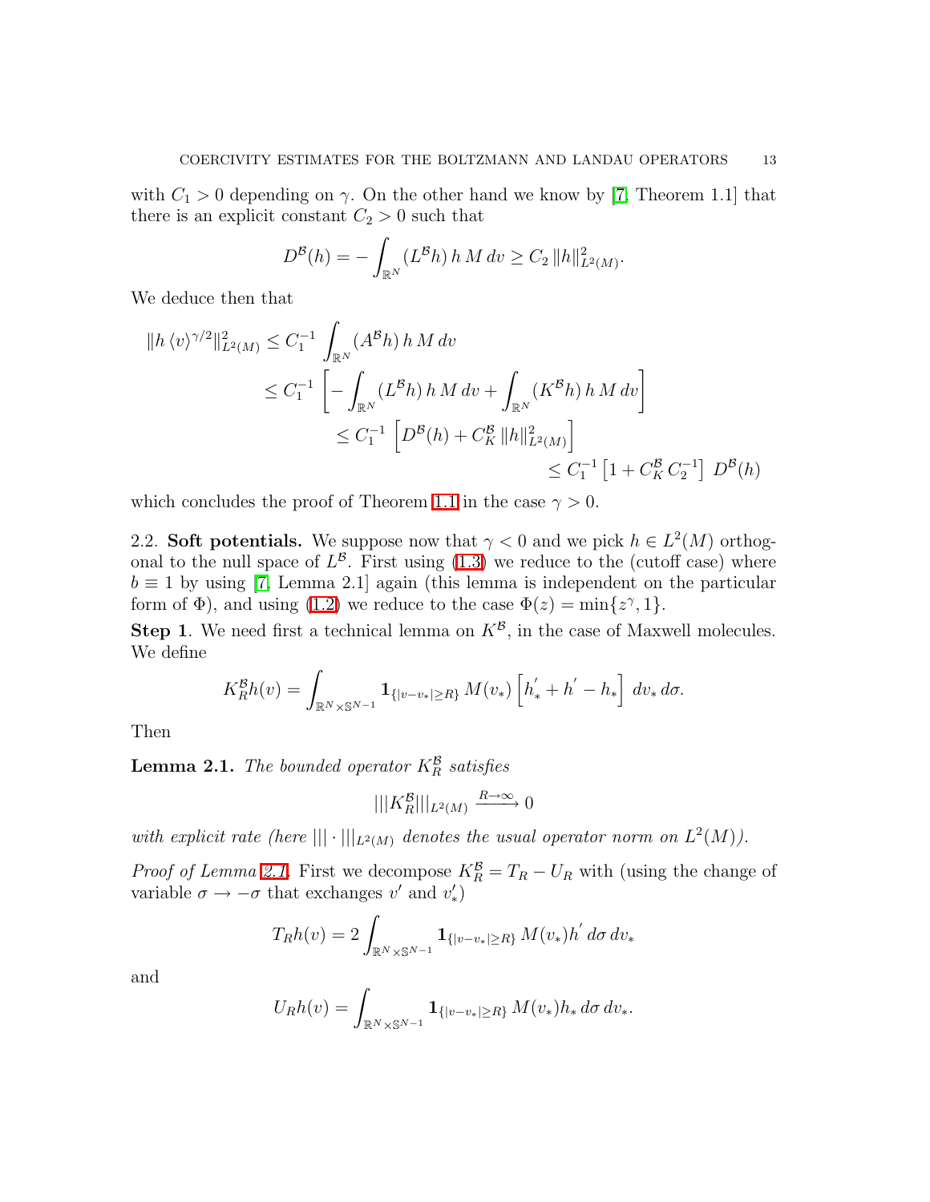with $C_1 > 0$ depending on $\gamma$. On the other hand we know by [7, Theorem 1.1] that there is an explicit constant $C_2 > 0$ such that

$$D^{\mathcal{B}}(h) = -\int_{\mathbb{R}^N} (L^{\mathcal{B}} h)\, h\, M\, dv \geq C_2\, \|h\|^2_{L^2(M)}.$$

We deduce then that

$$\begin{aligned}
\|h\,\langle v\rangle^{\gamma/2}\|^2_{L^2(M)} &\leq C_1^{-1} \int_{\mathbb{R}^N} (A^{\mathcal{B}} h)\, h\, M\, dv \\
&\leq C_1^{-1} \left[ -\int_{\mathbb{R}^N} (L^{\mathcal{B}} h)\, h\, M\, dv + \int_{\mathbb{R}^N} (K^{\mathcal{B}} h)\, h\, M\, dv \right] \\
&\leq C_1^{-1} \left[ D^{\mathcal{B}}(h) + C_K^{\mathcal{B}}\, \|h\|^2_{L^2(M)} \right] \\
&\leq C_1^{-1} \left[ 1 + C_K^{\mathcal{B}}\, C_2^{-1} \right]\, D^{\mathcal{B}}(h)
\end{aligned}$$

which concludes the proof of Theorem 1.1 in the case $\gamma > 0$.

## 2.2. Soft potentials.

We suppose now that $\gamma < 0$ and we pick $h \in L^2(M)$ orthogonal to the null space of $L^{\mathcal{B}}$. First using (1.3) we reduce to the (cutoff case) where $b \equiv 1$ by using [7, Lemma 2.1] again (this lemma is independent on the particular form of $\Phi$), and using (1.2) we reduce to the case $\Phi(z) = \min\{z^\gamma, 1\}$.

**Step 1**. We need first a technical lemma on $K^{\mathcal{B}}$, in the case of Maxwell molecules. We define

$$K_R^{\mathcal{B}} h(v) = \int_{\mathbb{R}^N \times \mathbb{S}^{N-1}} \mathbf{1}_{\{|v-v_*| \geq R\}}\, M(v_*) \left[ h_*' + h' - h_* \right]\, dv_*\, d\sigma.$$

Then

**Lemma 2.1.** *The bounded operator $K_R^{\mathcal{B}}$ satisfies*

$$|||K_R^{\mathcal{B}}|||_{L^2(M)} \xrightarrow{R\to\infty} 0$$

*with explicit rate (here $|||\cdot|||_{L^2(M)}$ denotes the usual operator norm on $L^2(M)$).*

*Proof of Lemma 2.1.* First we decompose $K_R^{\mathcal{B}} = T_R - U_R$ with (using the change of variable $\sigma \to -\sigma$ that exchanges $v'$ and $v'_*$)

$$T_R h(v) = 2 \int_{\mathbb{R}^N \times \mathbb{S}^{N-1}} \mathbf{1}_{\{|v-v_*| \geq R\}}\, M(v_*) h'\, d\sigma\, dv_*$$

and

$$U_R h(v) = \int_{\mathbb{R}^N \times \mathbb{S}^{N-1}} \mathbf{1}_{\{|v-v_*| \geq R\}}\, M(v_*) h_*\, d\sigma\, dv_*.$$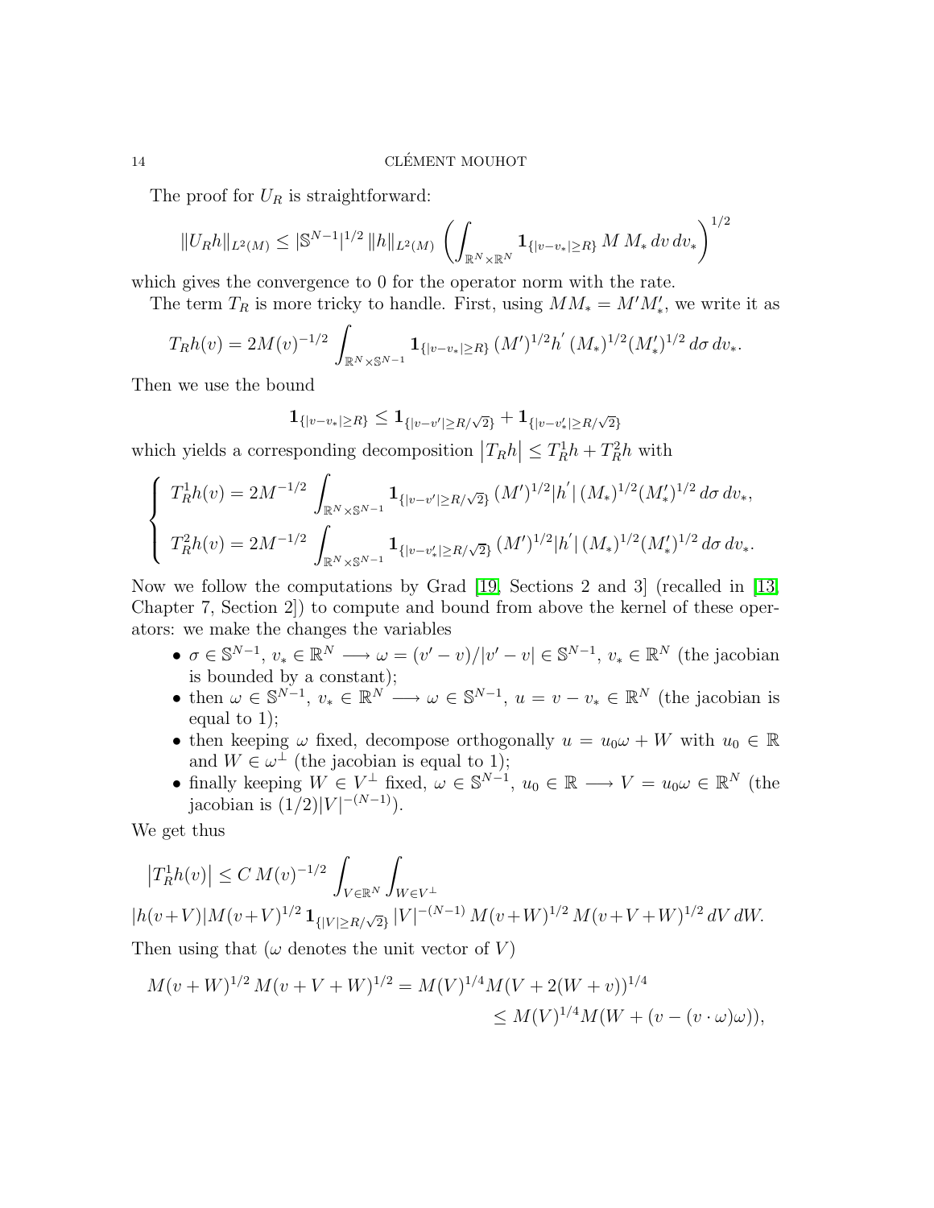The proof for $U_R$ is straightforward:

$$\|U_R h\|_{L^2(M)} \le |\mathbb{S}^{N-1}|^{1/2} \, \|h\|_{L^2(M)} \, \left( \int_{\mathbb{R}^N \times \mathbb{R}^N} \mathbf{1}_{\{|v-v_*| \ge R\}} \, M \, M_* \, dv \, dv_* \right)^{1/2}$$

which gives the convergence to 0 for the operator norm with the rate.

The term $T_R$ is more tricky to handle. First, using $M M_* = M' M'_*$, we write it as

$$T_R h(v) = 2 M(v)^{-1/2} \int_{\mathbb{R}^N \times \mathbb{S}^{N-1}} \mathbf{1}_{\{|v-v_*| \ge R\}} \, (M')^{1/2} h' \, (M_*)^{1/2} (M'_*)^{1/2} \, d\sigma \, dv_*.$$

Then we use the bound

$$\mathbf{1}_{\{|v-v_*| \ge R\}} \le \mathbf{1}_{\{|v-v'| \ge R/\sqrt{2}\}} + \mathbf{1}_{\{|v-v'_*| \ge R/\sqrt{2}\}}$$

which yields a corresponding decomposition $\left|T_R h\right| \le T^1_R h + T^2_R h$ with

$$\left\{ \begin{array}{l} T^1_R h(v) = 2 M^{-1/2} \displaystyle\int_{\mathbb{R}^N \times \mathbb{S}^{N-1}} \mathbf{1}_{\{|v-v'| \ge R/\sqrt{2}\}} \, (M')^{1/2} |h'| \, (M_*)^{1/2} (M'_*)^{1/2} \, d\sigma \, dv_*, \\ T^2_R h(v) = 2 M^{-1/2} \displaystyle\int_{\mathbb{R}^N \times \mathbb{S}^{N-1}} \mathbf{1}_{\{|v-v'_*| \ge R/\sqrt{2}\}} \, (M')^{1/2} |h'| \, (M_*)^{1/2} (M'_*)^{1/2} \, d\sigma \, dv_*. \end{array} \right.$$

Now we follow the computations by Grad [19, Sections 2 and 3] (recalled in [13, Chapter 7, Section 2]) to compute and bound from above the kernel of these operators: we make the changes the variables

- $\sigma \in \mathbb{S}^{N-1}$, $v_* \in \mathbb{R}^N \longrightarrow \omega = (v'-v)/|v'-v| \in \mathbb{S}^{N-1}$, $v_* \in \mathbb{R}^N$ (the jacobian is bounded by a constant);
- then $\omega \in \mathbb{S}^{N-1}$, $v_* \in \mathbb{R}^N \longrightarrow \omega \in \mathbb{S}^{N-1}$, $u = v - v_* \in \mathbb{R}^N$ (the jacobian is equal to 1);
- then keeping $\omega$ fixed, decompose orthogonally $u = u_0 \omega + W$ with $u_0 \in \mathbb{R}$ and $W \in \omega^\perp$ (the jacobian is equal to 1);
- finally keeping $W \in V^\perp$ fixed, $\omega \in \mathbb{S}^{N-1}$, $u_0 \in \mathbb{R} \longrightarrow V = u_0 \omega \in \mathbb{R}^N$ (the jacobian is $(1/2)|V|^{-(N-1)}$).

We get thus

$$\left|T^1_R h(v)\right| \le C \, M(v)^{-1/2} \int_{V \in \mathbb{R}^N} \int_{W \in V^\perp}$$
$$|h(v+V)| M(v+V)^{1/2} \, \mathbf{1}_{\{|V| \ge R/\sqrt{2}\}} \, |V|^{-(N-1)} \, M(v+W)^{1/2} \, M(v+V+W)^{1/2} \, dV \, dW.$$

Then using that ($\omega$ denotes the unit vector of $V$)

$$\begin{aligned} M(v+W)^{1/2} \, M(v+V+W)^{1/2} &= M(V)^{1/4} M(V + 2(W+v))^{1/4} \\ &\le M(V)^{1/4} M(W + (v - (v \cdot \omega)\omega)), \end{aligned}$$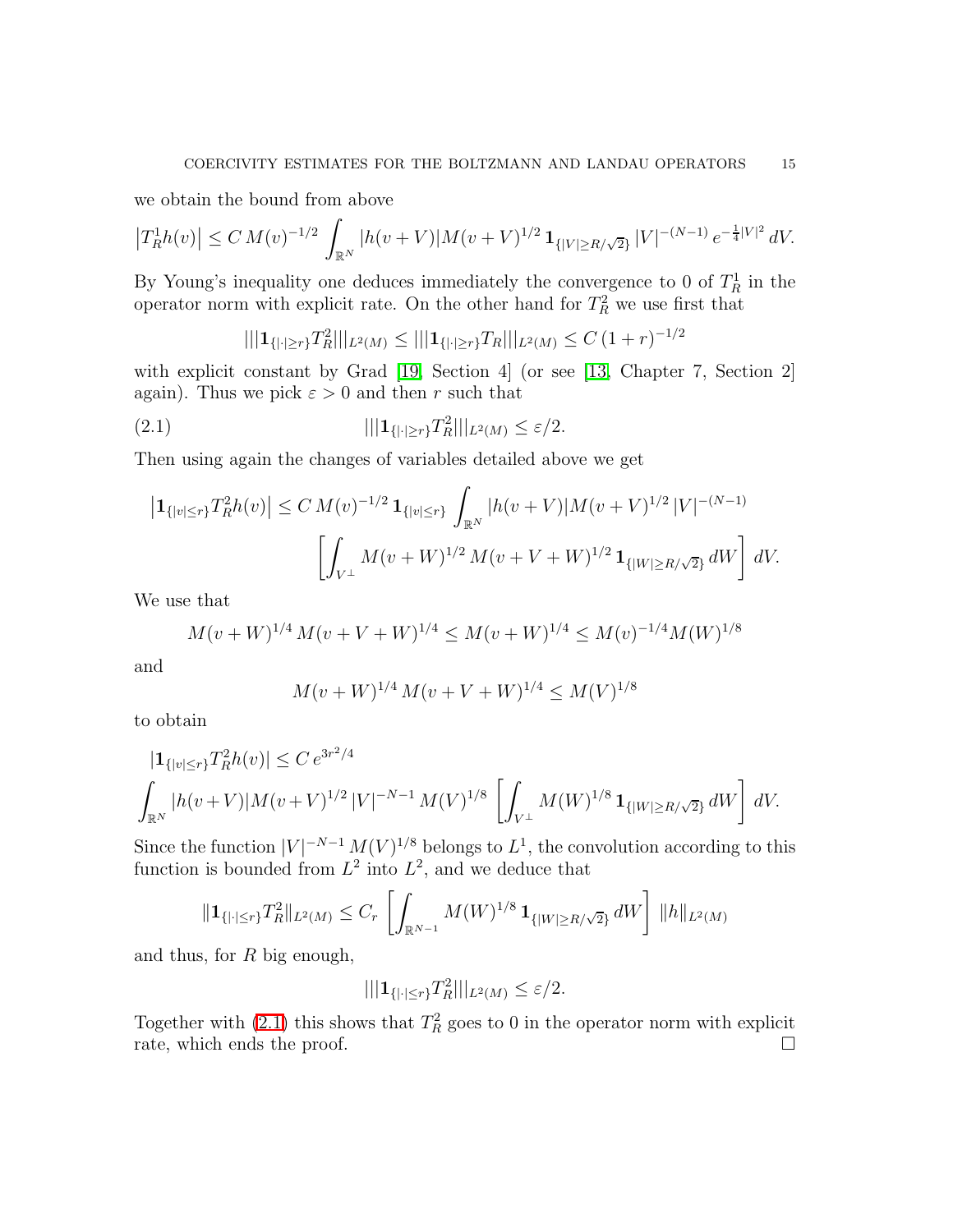we obtain the bound from above

$$\left|T_R^1 h(v)\right| \le C\, M(v)^{-1/2} \int_{\mathbb{R}^N} |h(v+V)| M(v+V)^{1/2}\, \mathbf{1}_{\{|V|\ge R/\sqrt{2}\}}\, |V|^{-(N-1)}\, e^{-\frac{1}{4}|V|^2}\, dV.$$

By Young's inequality one deduces immediately the convergence to 0 of $T_R^1$ in the operator norm with explicit rate. On the other hand for $T_R^2$ we use first that

$$|||\mathbf{1}_{\{|\cdot|\ge r\}} T_R^2|||_{L^2(M)} \le |||\mathbf{1}_{\{|\cdot|\ge r\}} T_R|||_{L^2(M)} \le C\,(1+r)^{-1/2}$$

with explicit constant by Grad [19, Section 4] (or see [13, Chapter 7, Section 2] again). Thus we pick $\varepsilon > 0$ and then $r$ such that

$$|||\mathbf{1}_{\{|\cdot|\ge r\}} T_R^2|||_{L^2(M)} \le \varepsilon/2. \tag{2.1}$$

Then using again the changes of variables detailed above we get

$$\left|\mathbf{1}_{\{|v|\le r\}} T_R^2 h(v)\right| \le C\, M(v)^{-1/2}\, \mathbf{1}_{\{|v|\le r\}} \int_{\mathbb{R}^N} |h(v+V)| M(v+V)^{1/2}\, |V|^{-(N-1)} \left[\int_{V^\perp} M(v+W)^{1/2}\, M(v+V+W)^{1/2}\, \mathbf{1}_{\{|W|\ge R/\sqrt{2}\}}\, dW\right] dV.$$

We use that

$$M(v+W)^{1/4}\, M(v+V+W)^{1/4} \le M(v+W)^{1/4} \le M(v)^{-1/4} M(W)^{1/8}$$

and

$$M(v+W)^{1/4}\, M(v+V+W)^{1/4} \le M(V)^{1/8}$$

to obtain

$$|\mathbf{1}_{\{|v|\le r\}} T_R^2 h(v)| \le C\, e^{3r^2/4} \int_{\mathbb{R}^N} |h(v+V)| M(v+V)^{1/2}\, |V|^{-N-1}\, M(V)^{1/8} \left[\int_{V^\perp} M(W)^{1/8}\, \mathbf{1}_{\{|W|\ge R/\sqrt{2}\}}\, dW\right] dV.$$

Since the function $|V|^{-N-1}\, M(V)^{1/8}$ belongs to $L^1$, the convolution according to this function is bounded from $L^2$ into $L^2$, and we deduce that

$$\|\mathbf{1}_{\{|\cdot|\le r\}} T_R^2\|_{L^2(M)} \le C_r \left[\int_{\mathbb{R}^{N-1}} M(W)^{1/8}\, \mathbf{1}_{\{|W|\ge R/\sqrt{2}\}}\, dW\right] \|h\|_{L^2(M)}$$

and thus, for $R$ big enough,

$$|||\mathbf{1}_{\{|\cdot|\le r\}} T_R^2|||_{L^2(M)} \le \varepsilon/2.$$

Together with (2.1) this shows that $T_R^2$ goes to 0 in the operator norm with explicit rate, which ends the proof. $\square$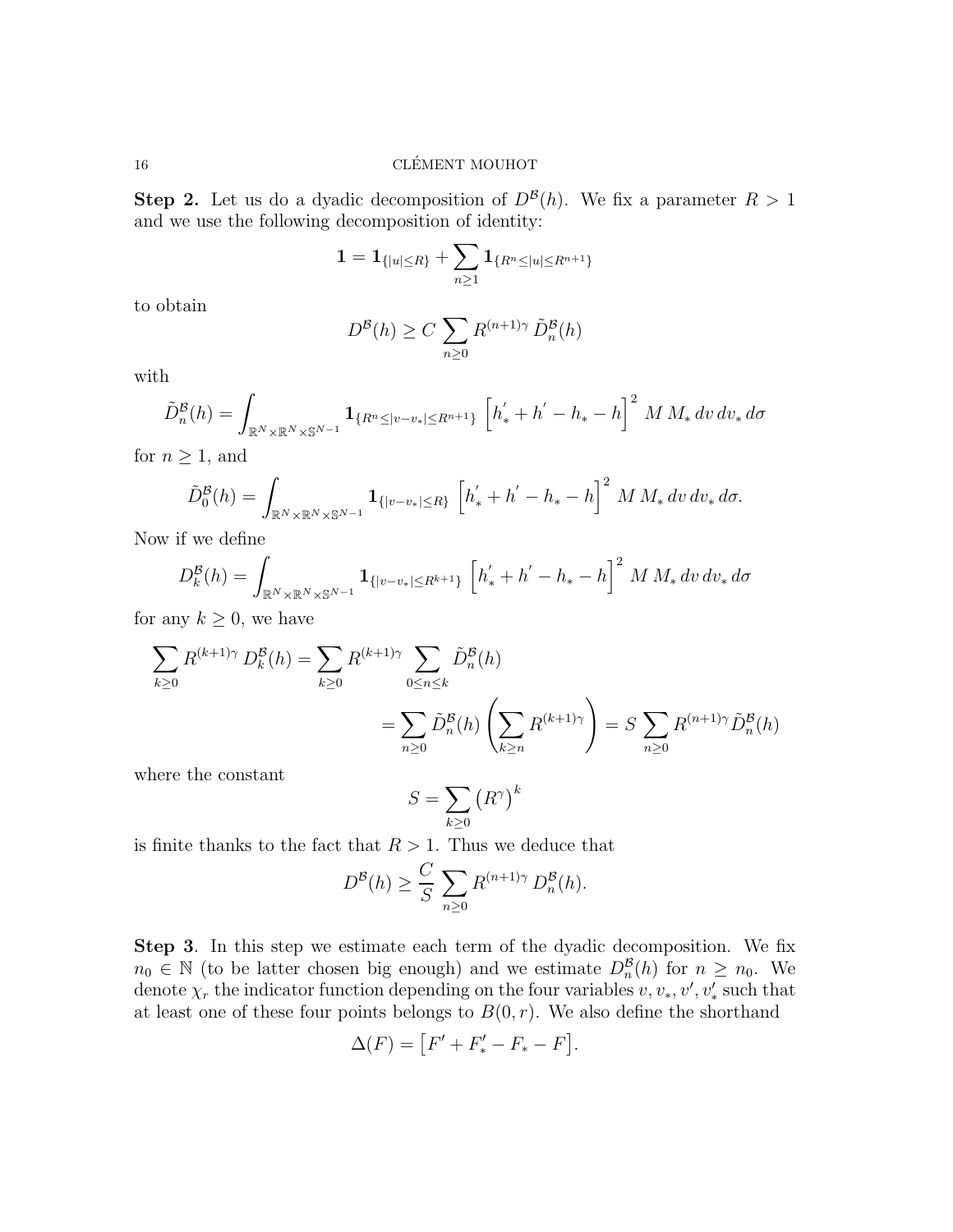**Step 2.** Let us do a dyadic decomposition of $D^{\mathcal{B}}(h)$. We fix a parameter $R > 1$ and we use the following decomposition of identity:

$$\mathbf{1} = \mathbf{1}_{\{|u| \le R\}} + \sum_{n \ge 1} \mathbf{1}_{\{R^n \le |u| \le R^{n+1}\}}$$

to obtain

$$D^{\mathcal{B}}(h) \ge C \sum_{n \ge 0} R^{(n+1)\gamma} \, \tilde{D}^{\mathcal{B}}_n(h)$$

with

$$\tilde{D}^{\mathcal{B}}_n(h) = \int_{\mathbb{R}^N \times \mathbb{R}^N \times \mathbb{S}^{N-1}} \mathbf{1}_{\{R^n \le |v - v_*| \le R^{n+1}\}} \, \left[ h^{'}_* + h^{'} - h_* - h \right]^2 \, M \, M_* \, dv \, dv_* \, d\sigma$$

for $n \ge 1$, and

$$\tilde{D}^{\mathcal{B}}_0(h) = \int_{\mathbb{R}^N \times \mathbb{R}^N \times \mathbb{S}^{N-1}} \mathbf{1}_{\{|v - v_*| \le R\}} \, \left[ h^{'}_* + h^{'} - h_* - h \right]^2 \, M \, M_* \, dv \, dv_* \, d\sigma.$$

Now if we define

$$D^{\mathcal{B}}_k(h) = \int_{\mathbb{R}^N \times \mathbb{R}^N \times \mathbb{S}^{N-1}} \mathbf{1}_{\{|v - v_*| \le R^{k+1}\}} \, \left[ h^{'}_* + h^{'} - h_* - h \right]^2 \, M \, M_* \, dv \, dv_* \, d\sigma$$

for any $k \ge 0$, we have

$$\begin{aligned}
\sum_{k \ge 0} R^{(k+1)\gamma} \, D^{\mathcal{B}}_k(h) &= \sum_{k \ge 0} R^{(k+1)\gamma} \sum_{0 \le n \le k} \tilde{D}^{\mathcal{B}}_n(h) \\
&= \sum_{n \ge 0} \tilde{D}^{\mathcal{B}}_n(h) \left( \sum_{k \ge n} R^{(k+1)\gamma} \right) = S \sum_{n \ge 0} R^{(n+1)\gamma} \tilde{D}^{\mathcal{B}}_n(h)
\end{aligned}$$

where the constant

$$S = \sum_{k \ge 0} \left( R^{\gamma} \right)^k$$

is finite thanks to the fact that $R > 1$. Thus we deduce that

$$D^{\mathcal{B}}(h) \ge \frac{C}{S} \sum_{n \ge 0} R^{(n+1)\gamma} \, D^{\mathcal{B}}_n(h).$$

**Step 3**. In this step we estimate each term of the dyadic decomposition. We fix $n_0 \in \mathbb{N}$ (to be latter chosen big enough) and we estimate $D^{\mathcal{B}}_n(h)$ for $n \ge n_0$. We denote $\chi_r$ the indicator function depending on the four variables $v, v_*, v', v'_*$ such that at least one of these four points belongs to $B(0, r)$. We also define the shorthand

$$\Delta(F) = \left[ F' + F'_* - F_* - F \right].$$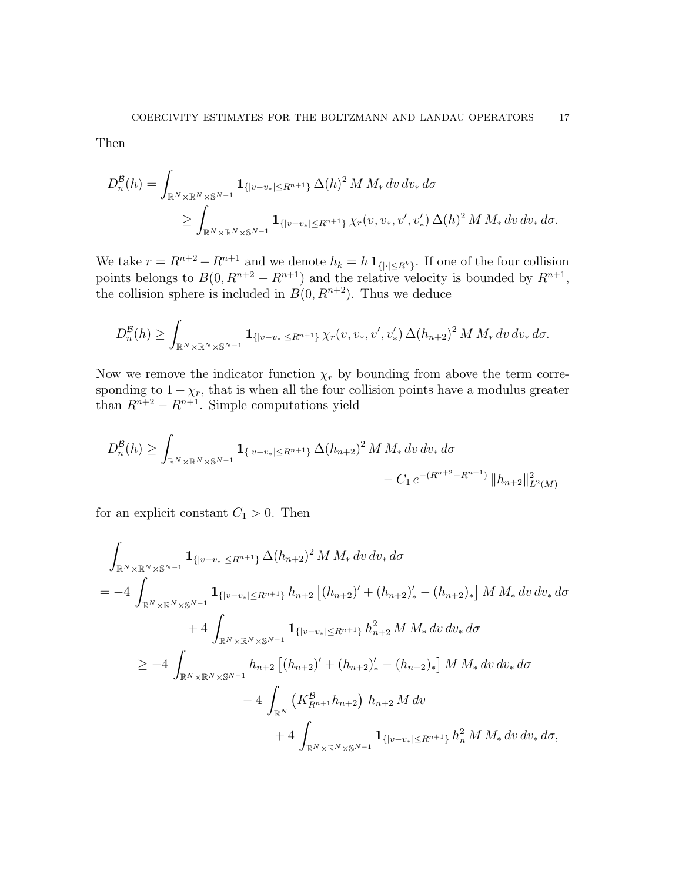Then

$$
\begin{aligned}
D_n^{\mathcal{B}}(h) &= \int_{\mathbb{R}^N \times \mathbb{R}^N \times \mathbb{S}^{N-1}} \mathbf{1}_{\{|v-v_*| \le R^{n+1}\}} \, \Delta(h)^2 \, M \, M_* \, dv \, dv_* \, d\sigma \\
&\ge \int_{\mathbb{R}^N \times \mathbb{R}^N \times \mathbb{S}^{N-1}} \mathbf{1}_{\{|v-v_*| \le R^{n+1}\}} \, \chi_r(v, v_*, v', v'_*) \, \Delta(h)^2 \, M \, M_* \, dv \, dv_* \, d\sigma.
\end{aligned}
$$

We take $r = R^{n+2} - R^{n+1}$ and we denote $h_k = h \, \mathbf{1}_{\{|\cdot| \le R^k\}}$. If one of the four collision points belongs to $B(0, R^{n+2} - R^{n+1})$ and the relative velocity is bounded by $R^{n+1}$, the collision sphere is included in $B(0, R^{n+2})$. Thus we deduce

$$
D_n^{\mathcal{B}}(h) \ge \int_{\mathbb{R}^N \times \mathbb{R}^N \times \mathbb{S}^{N-1}} \mathbf{1}_{\{|v-v_*| \le R^{n+1}\}} \, \chi_r(v, v_*, v', v'_*) \, \Delta(h_{n+2})^2 \, M \, M_* \, dv \, dv_* \, d\sigma.
$$

Now we remove the indicator function $\chi_r$ by bounding from above the term corresponding to $1 - \chi_r$, that is when all the four collision points have a modulus greater than $R^{n+2} - R^{n+1}$. Simple computations yield

$$
\begin{aligned}
D_n^{\mathcal{B}}(h) \ge \int_{\mathbb{R}^N \times \mathbb{R}^N \times \mathbb{S}^{N-1}} \mathbf{1}_{\{|v-v_*| \le R^{n+1}\}} \, \Delta(h_{n+2})^2 \, M \, M_* \, dv \, dv_* \, d\sigma \\
- C_1 \, e^{-(R^{n+2} - R^{n+1})} \, \|h_{n+2}\|^2_{L^2(M)}
\end{aligned}
$$

for an explicit constant $C_1 > 0$. Then

$$
\begin{aligned}
&\int_{\mathbb{R}^N \times \mathbb{R}^N \times \mathbb{S}^{N-1}} \mathbf{1}_{\{|v-v_*| \le R^{n+1}\}} \, \Delta(h_{n+2})^2 \, M \, M_* \, dv \, dv_* \, d\sigma \\
&= -4 \int_{\mathbb{R}^N \times \mathbb{R}^N \times \mathbb{S}^{N-1}} \mathbf{1}_{\{|v-v_*| \le R^{n+1}\}} \, h_{n+2} \left[ (h_{n+2})' + (h_{n+2})'_* - (h_{n+2})_* \right] M \, M_* \, dv \, dv_* \, d\sigma \\
&\qquad + 4 \int_{\mathbb{R}^N \times \mathbb{R}^N \times \mathbb{S}^{N-1}} \mathbf{1}_{\{|v-v_*| \le R^{n+1}\}} \, h_{n+2}^2 \, M \, M_* \, dv \, dv_* \, d\sigma \\
&\ge -4 \int_{\mathbb{R}^N \times \mathbb{R}^N \times \mathbb{S}^{N-1}} h_{n+2} \left[ (h_{n+2})' + (h_{n+2})'_* - (h_{n+2})_* \right] M \, M_* \, dv \, dv_* \, d\sigma \\
&\qquad - 4 \int_{\mathbb{R}^N} \left( K^{\mathcal{B}}_{R^{n+1}} h_{n+2} \right) \, h_{n+2} \, M \, dv \\
&\qquad + 4 \int_{\mathbb{R}^N \times \mathbb{R}^N \times \mathbb{S}^{N-1}} \mathbf{1}_{\{|v-v_*| \le R^{n+1}\}} \, h_n^2 \, M \, M_* \, dv \, dv_* \, d\sigma,
\end{aligned}
$$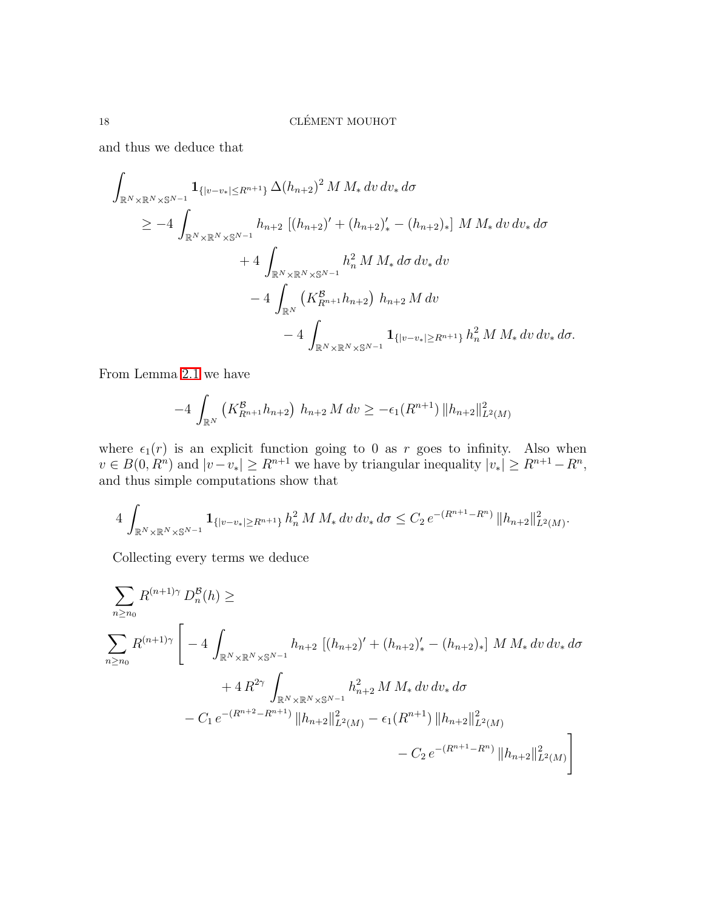and thus we deduce that

$$\begin{aligned}
\int_{\mathbb{R}^N \times \mathbb{R}^N \times \mathbb{S}^{N-1}} & \mathbf{1}_{\{|v-v_*| \le R^{n+1}\}} \, \Delta(h_{n+2})^2 \, M \, M_* \, dv \, dv_* \, d\sigma \\
& \ge -4 \int_{\mathbb{R}^N \times \mathbb{R}^N \times \mathbb{S}^{N-1}} h_{n+2} \, \left[ (h_{n+2})' + (h_{n+2})'_* - (h_{n+2})_* \right] \, M \, M_* \, dv \, dv_* \, d\sigma \\
& \qquad + 4 \int_{\mathbb{R}^N \times \mathbb{R}^N \times \mathbb{S}^{N-1}} h_n^2 \, M \, M_* \, d\sigma \, dv_* \, dv \\
& \qquad \quad - 4 \int_{\mathbb{R}^N} \left( K^{\mathcal{B}}_{R^{n+1}} h_{n+2} \right) \, h_{n+2} \, M \, dv \\
& \qquad \qquad - 4 \int_{\mathbb{R}^N \times \mathbb{R}^N \times \mathbb{S}^{N-1}} \mathbf{1}_{\{|v-v_*| \ge R^{n+1}\}} \, h_n^2 \, M \, M_* \, dv \, dv_* \, d\sigma.
\end{aligned}$$

From Lemma 2.1 we have

$$-4 \int_{\mathbb{R}^N} \left( K^{\mathcal{B}}_{R^{n+1}} h_{n+2} \right) \, h_{n+2} \, M \, dv \ge -\epsilon_1(R^{n+1}) \, \|h_{n+2}\|^2_{L^2(M)}$$

where $\epsilon_1(r)$ is an explicit function going to 0 as $r$ goes to infinity. Also when $v \in B(0, R^n)$ and $|v - v_*| \ge R^{n+1}$ we have by triangular inequality $|v_*| \ge R^{n+1} - R^n$, and thus simple computations show that

$$4 \int_{\mathbb{R}^N \times \mathbb{R}^N \times \mathbb{S}^{N-1}} \mathbf{1}_{\{|v-v_*| \ge R^{n+1}\}} \, h_n^2 \, M \, M_* \, dv \, dv_* \, d\sigma \le C_2 \, e^{-(R^{n+1} - R^n)} \, \|h_{n+2}\|^2_{L^2(M)}.$$

Collecting every terms we deduce

$$\begin{aligned}
& \sum_{n \ge n_0} R^{(n+1)\gamma} \, D^{\mathcal{B}}_n(h) \ge \\
& \sum_{n \ge n_0} R^{(n+1)\gamma} \Bigg[ -4 \int_{\mathbb{R}^N \times \mathbb{R}^N \times \mathbb{S}^{N-1}} h_{n+2} \, \left[ (h_{n+2})' + (h_{n+2})'_* - (h_{n+2})_* \right] \, M \, M_* \, dv \, dv_* \, d\sigma \\
& \qquad + 4 \, R^{2\gamma} \int_{\mathbb{R}^N \times \mathbb{R}^N \times \mathbb{S}^{N-1}} h_{n+2}^2 \, M \, M_* \, dv \, dv_* \, d\sigma \\
& \qquad - C_1 \, e^{-(R^{n+2} - R^{n+1})} \, \|h_{n+2}\|^2_{L^2(M)} - \epsilon_1(R^{n+1}) \, \|h_{n+2}\|^2_{L^2(M)} \\
& \qquad \qquad - C_2 \, e^{-(R^{n+1} - R^n)} \, \|h_{n+2}\|^2_{L^2(M)} \Bigg]
\end{aligned}$$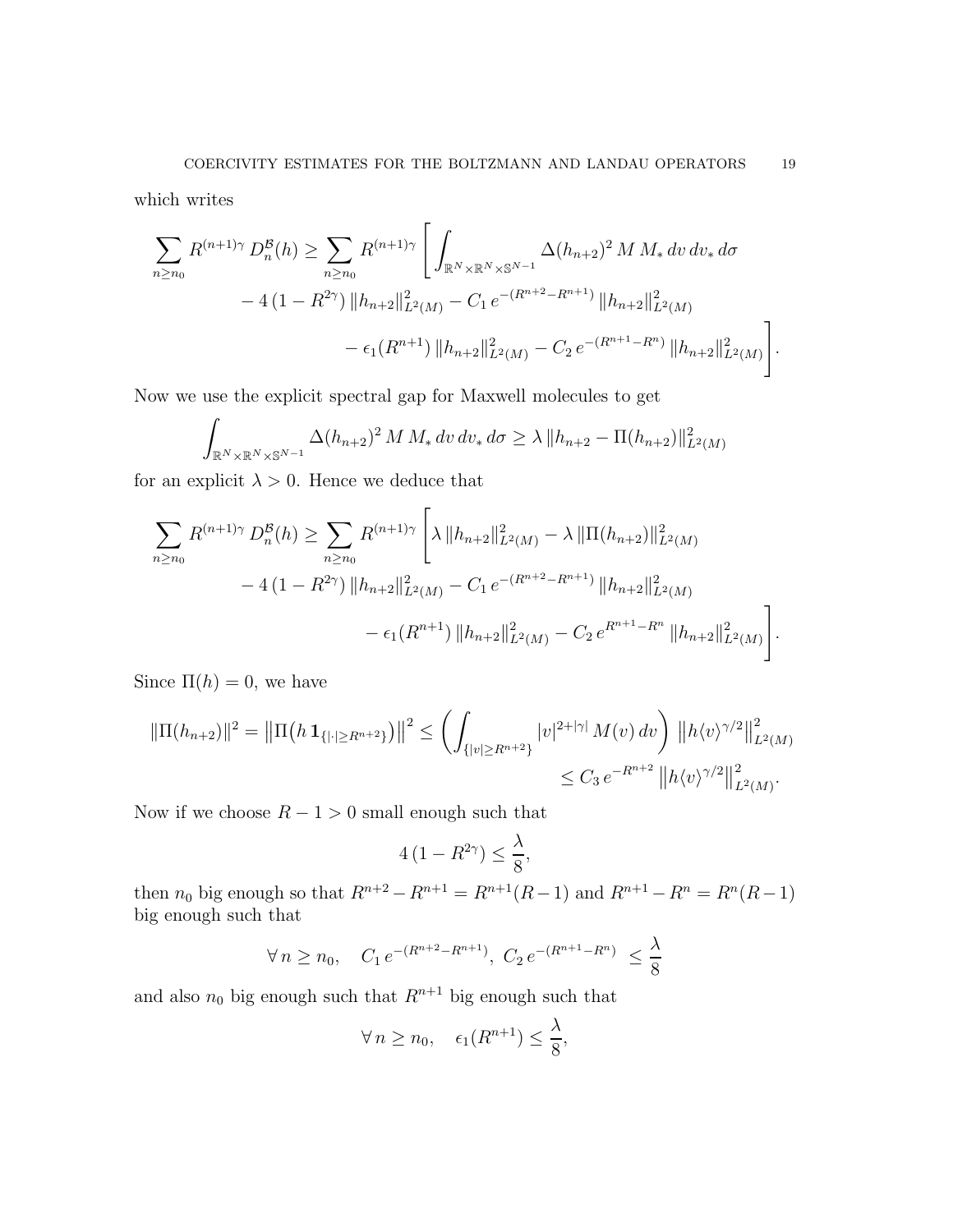which writes

$$\sum_{n \geq n_0} R^{(n+1)\gamma} \, D_n^{\mathcal{B}}(h) \geq \sum_{n \geq n_0} R^{(n+1)\gamma} \Bigg[ \int_{\mathbb{R}^N \times \mathbb{R}^N \times \mathbb{S}^{N-1}} \Delta(h_{n+2})^2 \, M \, M_* \, dv \, dv_* \, d\sigma \\ - 4\,(1 - R^{2\gamma}) \, \|h_{n+2}\|^2_{L^2(M)} - C_1 \, e^{-(R^{n+2} - R^{n+1})} \, \|h_{n+2}\|^2_{L^2(M)} \\ - \epsilon_1(R^{n+1}) \, \|h_{n+2}\|^2_{L^2(M)} - C_2 \, e^{-(R^{n+1} - R^n)} \, \|h_{n+2}\|^2_{L^2(M)} \Bigg].$$

Now we use the explicit spectral gap for Maxwell molecules to get

$$\int_{\mathbb{R}^N \times \mathbb{R}^N \times \mathbb{S}^{N-1}} \Delta(h_{n+2})^2 \, M \, M_* \, dv \, dv_* \, d\sigma \geq \lambda \, \|h_{n+2} - \Pi(h_{n+2})\|^2_{L^2(M)}$$

for an explicit $\lambda > 0$. Hence we deduce that

$$\sum_{n \geq n_0} R^{(n+1)\gamma} \, D_n^{\mathcal{B}}(h) \geq \sum_{n \geq n_0} R^{(n+1)\gamma} \Bigg[ \lambda \, \|h_{n+2}\|^2_{L^2(M)} - \lambda \, \|\Pi(h_{n+2})\|^2_{L^2(M)} \\ - 4\,(1 - R^{2\gamma}) \, \|h_{n+2}\|^2_{L^2(M)} - C_1 \, e^{-(R^{n+2} - R^{n+1})} \, \|h_{n+2}\|^2_{L^2(M)} \\ - \epsilon_1(R^{n+1}) \, \|h_{n+2}\|^2_{L^2(M)} - C_2 \, e^{R^{n+1} - R^n} \, \|h_{n+2}\|^2_{L^2(M)} \Bigg].$$

Since $\Pi(h) = 0$, we have

$$\|\Pi(h_{n+2})\|^2 = \left\|\Pi\big(h \, \mathbf{1}_{\{|\cdot| \geq R^{n+2}\}}\big)\right\|^2 \leq \left( \int_{\{|v| \geq R^{n+2}\}} |v|^{2+|\gamma|} \, M(v) \, dv \right) \, \left\|h \langle v \rangle^{\gamma/2}\right\|^2_{L^2(M)} \\ \leq C_3 \, e^{-R^{n+2}} \, \left\|h \langle v \rangle^{\gamma/2}\right\|^2_{L^2(M)}.$$

Now if we choose $R - 1 > 0$ small enough such that

$$4\,(1 - R^{2\gamma}) \leq \frac{\lambda}{8},$$

then $n_0$ big enough so that $R^{n+2} - R^{n+1} = R^{n+1}(R-1)$ and $R^{n+1} - R^n = R^n(R-1)$ big enough such that

$$\forall \, n \geq n_0, \quad C_1 \, e^{-(R^{n+2} - R^{n+1})}, \; C_2 \, e^{-(R^{n+1} - R^n)} \; \leq \frac{\lambda}{8}$$

and also $n_0$ big enough such that $R^{n+1}$ big enough such that

$$\forall \, n \geq n_0, \quad \epsilon_1(R^{n+1}) \leq \frac{\lambda}{8},$$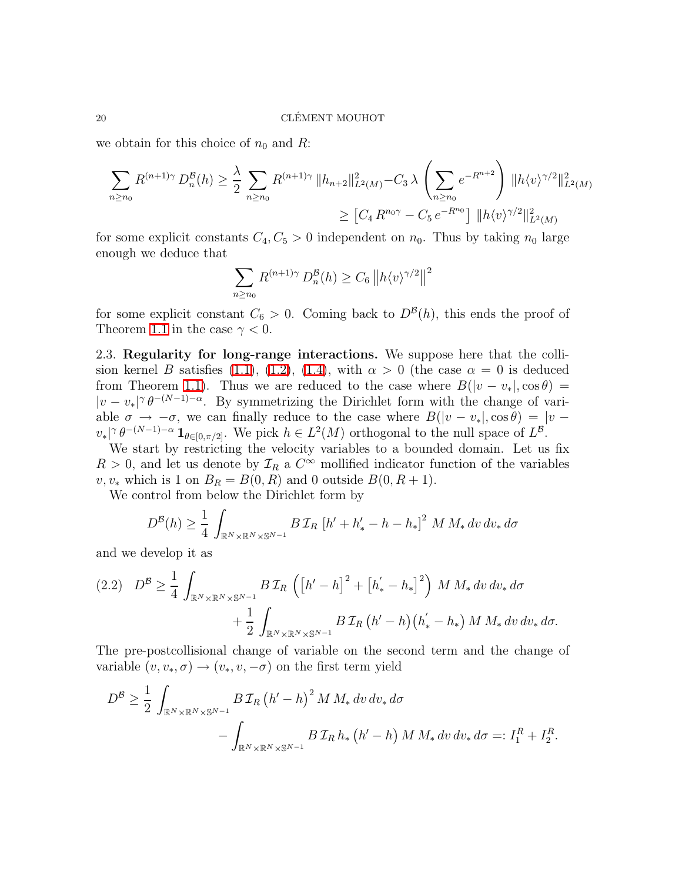we obtain for this choice of $n_0$ and $R$:

$$\sum_{n \geq n_0} R^{(n+1)\gamma} D_n^{\mathcal{B}}(h) \geq \frac{\lambda}{2} \sum_{n \geq n_0} R^{(n+1)\gamma} \|h_{n+2}\|^2_{L^2(M)} - C_3 \lambda \left( \sum_{n \geq n_0} e^{-R^{n+2}} \right) \|h \langle v \rangle^{\gamma/2}\|^2_{L^2(M)}$$
$$\geq \left[ C_4 R^{n_0 \gamma} - C_5 e^{-R^{n_0}} \right] \|h \langle v \rangle^{\gamma/2}\|^2_{L^2(M)}$$

for some explicit constants $C_4, C_5 > 0$ independent on $n_0$. Thus by taking $n_0$ large enough we deduce that

$$\sum_{n \geq n_0} R^{(n+1)\gamma} D_n^{\mathcal{B}}(h) \geq C_6 \left\| h \langle v \rangle^{\gamma/2} \right\|^2$$

for some explicit constant $C_6 > 0$. Coming back to $D^{\mathcal{B}}(h)$, this ends the proof of Theorem 1.1 in the case $\gamma < 0$.

2.3. **Regularity for long-range interactions.** We suppose here that the collision kernel $B$ satisfies (1.1), (1.2), (1.4), with $\alpha > 0$ (the case $\alpha = 0$ is deduced from Theorem 1.1). Thus we are reduced to the case where $B(|v - v_*|, \cos\theta) = |v - v_*|^\gamma \, \theta^{-(N-1)-\alpha}$. By symmetrizing the Dirichlet form with the change of variable $\sigma \to -\sigma$, we can finally reduce to the case where $B(|v - v_*|, \cos\theta) = |v - v_*|^\gamma \, \theta^{-(N-1)-\alpha} \, \mathbf{1}_{\theta \in [0,\pi/2]}$. We pick $h \in L^2(M)$ orthogonal to the null space of $L^{\mathcal{B}}$.

We start by restricting the velocity variables to a bounded domain. Let us fix $R > 0$, and let us denote by $\mathcal{I}_R$ a $C^\infty$ mollified indicator function of the variables $v, v_*$ which is 1 on $B_R = B(0, R)$ and 0 outside $B(0, R+1)$.

We control from below the Dirichlet form by

$$D^{\mathcal{B}}(h) \geq \frac{1}{4} \int_{\mathbb{R}^N \times \mathbb{R}^N \times \mathbb{S}^{N-1}} B \, \mathcal{I}_R \left[ h' + h'_* - h - h_* \right]^2 \, M \, M_* \, dv \, dv_* \, d\sigma$$

and we develop it as

$$D^{\mathcal{B}} \geq \frac{1}{4} \int_{\mathbb{R}^N \times \mathbb{R}^N \times \mathbb{S}^{N-1}} B \, \mathcal{I}_R \left( \left[ h' - h \right]^2 + \left[ h'_* - h_* \right]^2 \right) \, M \, M_* \, dv \, dv_* \, d\sigma$$
$$+ \frac{1}{2} \int_{\mathbb{R}^N \times \mathbb{R}^N \times \mathbb{S}^{N-1}} B \, \mathcal{I}_R \left( h' - h \right) \left( h'_* - h_* \right) M \, M_* \, dv \, dv_* \, d\sigma. \tag{2.2}$$

The pre-postcollisional change of variable on the second term and the change of variable $(v, v_*, \sigma) \to (v_*, v, -\sigma)$ on the first term yield

$$D^{\mathcal{B}} \geq \frac{1}{2} \int_{\mathbb{R}^N \times \mathbb{R}^N \times \mathbb{S}^{N-1}} B \, \mathcal{I}_R \left( h' - h \right)^2 M \, M_* \, dv \, dv_* \, d\sigma$$
$$- \int_{\mathbb{R}^N \times \mathbb{R}^N \times \mathbb{S}^{N-1}} B \, \mathcal{I}_R \, h_* \left( h' - h \right) M \, M_* \, dv \, dv_* \, d\sigma =: I_1^R + I_2^R.$$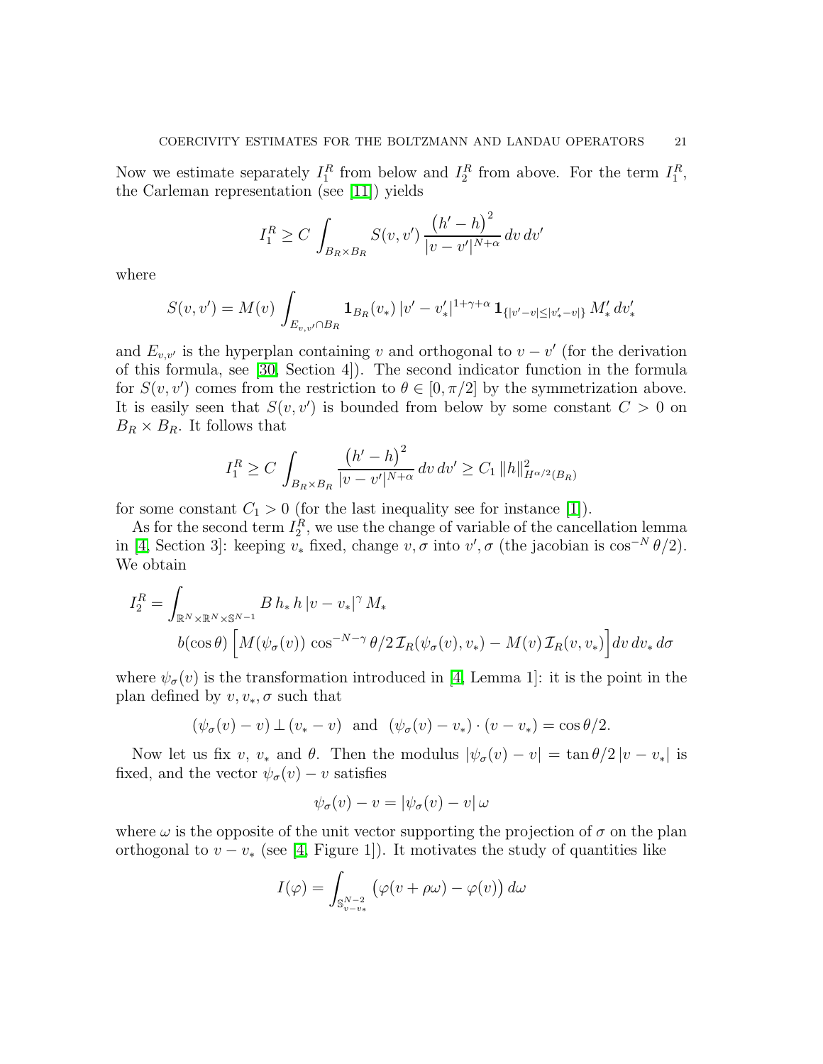Now we estimate separately $I_1^R$ from below and $I_2^R$ from above. For the term $I_1^R$, the Carleman representation (see [11]) yields

$$I_1^R \geq C \int_{B_R \times B_R} S(v,v') \, \frac{\left(h' - h\right)^2}{|v - v'|^{N+\alpha}} \, dv \, dv'$$

where

$$S(v,v') = M(v) \int_{E_{v,v'} \cap B_R} \mathbf{1}_{B_R}(v_*) \, |v' - v'_*|^{1+\gamma+\alpha} \, \mathbf{1}_{\{|v'-v| \leq |v'_* - v|\}} \, M'_* \, dv'_*$$

and $E_{v,v'}$ is the hyperplan containing $v$ and orthogonal to $v - v'$ (for the derivation of this formula, see [30, Section 4]). The second indicator function in the formula for $S(v,v')$ comes from the restriction to $\theta \in [0, \pi/2]$ by the symmetrization above. It is easily seen that $S(v,v')$ is bounded from below by some constant $C > 0$ on $B_R \times B_R$. It follows that

$$I_1^R \geq C \int_{B_R \times B_R} \frac{\left(h' - h\right)^2}{|v - v'|^{N+\alpha}} \, dv \, dv' \geq C_1 \, \|h\|^2_{H^{\alpha/2}(B_R)}$$

for some constant $C_1 > 0$ (for the last inequality see for instance [1]).

As for the second term $I_2^R$, we use the change of variable of the cancellation lemma in [4, Section 3]: keeping $v_*$ fixed, change $v, \sigma$ into $v', \sigma$ (the jacobian is $\cos^{-N} \theta/2$). We obtain

$$\begin{aligned} I_2^R = \int_{\mathbb{R}^N \times \mathbb{R}^N \times \mathbb{S}^{N-1}} & B \, h_* \, h \, |v - v_*|^\gamma \, M_* \\ & b(\cos\theta) \Big[ M(\psi_\sigma(v)) \, \cos^{-N-\gamma} \theta/2 \, \mathcal{I}_R(\psi_\sigma(v), v_*) - M(v) \, \mathcal{I}_R(v, v_*) \Big] dv \, dv_* \, d\sigma \end{aligned}$$

where $\psi_\sigma(v)$ is the transformation introduced in [4, Lemma 1]: it is the point in the plan defined by $v, v_*, \sigma$ such that

$$(\psi_\sigma(v) - v) \perp (v_* - v) \quad \text{and} \quad (\psi_\sigma(v) - v_*) \cdot (v - v_*) = \cos\theta/2.$$

Now let us fix $v$, $v_*$ and $\theta$. Then the modulus $|\psi_\sigma(v) - v| = \tan\theta/2 \, |v - v_*|$ is fixed, and the vector $\psi_\sigma(v) - v$ satisfies

$$\psi_\sigma(v) - v = |\psi_\sigma(v) - v| \, \omega$$

where $\omega$ is the opposite of the unit vector supporting the projection of $\sigma$ on the plan orthogonal to $v - v_*$ (see [4, Figure 1]). It motivates the study of quantities like

$$I(\varphi) = \int_{\mathbb{S}^{N-2}_{v-v_*}} \big(\varphi(v + \rho\omega) - \varphi(v)\big) \, d\omega$$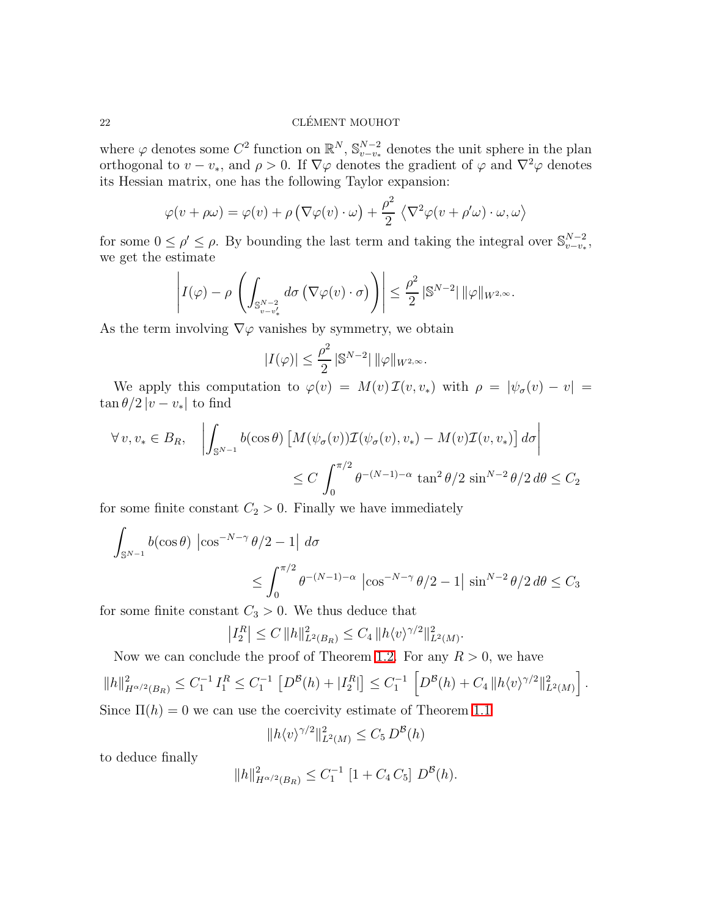where $\varphi$ denotes some $C^2$ function on $\mathbb{R}^N$, $\mathbb{S}^{N-2}_{v-v_*}$ denotes the unit sphere in the plan orthogonal to $v - v_*$, and $\rho > 0$. If $\nabla\varphi$ denotes the gradient of $\varphi$ and $\nabla^2\varphi$ denotes its Hessian matrix, one has the following Taylor expansion:

$$\varphi(v + \rho\omega) = \varphi(v) + \rho\left(\nabla\varphi(v)\cdot\omega\right) + \frac{\rho^2}{2}\left\langle \nabla^2\varphi(v+\rho'\omega)\cdot\omega, \omega\right\rangle$$

for some $0 \le \rho' \le \rho$. By bounding the last term and taking the integral over $\mathbb{S}^{N-2}_{v-v_*}$, we get the estimate

$$\left| I(\varphi) - \rho\left(\int_{\mathbb{S}^{N-2}_{v-v'_*}} d\sigma\left(\nabla\varphi(v)\cdot\sigma\right)\right)\right| \le \frac{\rho^2}{2}\,|\mathbb{S}^{N-2}|\,\|\varphi\|_{W^{2,\infty}}.$$

As the term involving $\nabla\varphi$ vanishes by symmetry, we obtain

$$|I(\varphi)| \le \frac{\rho^2}{2}\,|\mathbb{S}^{N-2}|\,\|\varphi\|_{W^{2,\infty}}.$$

We apply this computation to $\varphi(v) = M(v)\,\mathcal{I}(v,v_*)$ with $\rho = |\psi_\sigma(v) - v| = \tan\theta/2\,|v - v_*|$ to find

$$\forall\, v, v_* \in B_R, \quad \left|\int_{\mathbb{S}^{N-1}} b(\cos\theta)\left[M(\psi_\sigma(v))\mathcal{I}(\psi_\sigma(v),v_*) - M(v)\mathcal{I}(v,v_*)\right] d\sigma\right| \le C\int_0^{\pi/2} \theta^{-(N-1)-\alpha}\,\tan^2\theta/2\,\sin^{N-2}\theta/2\,d\theta \le C_2$$

for some finite constant $C_2 > 0$. Finally we have immediately

$$\int_{\mathbb{S}^{N-1}} b(\cos\theta)\,\left|\cos^{-N-\gamma}\theta/2 - 1\right|\,d\sigma \le \int_0^{\pi/2} \theta^{-(N-1)-\alpha}\,\left|\cos^{-N-\gamma}\theta/2 - 1\right|\,\sin^{N-2}\theta/2\,d\theta \le C_3$$

for some finite constant $C_3 > 0$. We thus deduce that

$$\left|I_2^R\right| \le C\,\|h\|^2_{L^2(B_R)} \le C_4\,\|h\langle v\rangle^{\gamma/2}\|^2_{L^2(M)}.$$

Now we can conclude the proof of Theorem 1.2. For any $R > 0$, we have

$$\|h\|^2_{H^{\alpha/2}(B_R)} \le C_1^{-1}\,I_1^R \le C_1^{-1}\,\left[D^{\mathcal{B}}(h) + |I_2^R|\right] \le C_1^{-1}\,\left[D^{\mathcal{B}}(h) + C_4\,\|h\langle v\rangle^{\gamma/2}\|^2_{L^2(M)}\right].$$

Since $\Pi(h) = 0$ we can use the coercivity estimate of Theorem 1.1

$$\|h\langle v\rangle^{\gamma/2}\|^2_{L^2(M)} \le C_5\,D^{\mathcal{B}}(h)$$

to deduce finally

$$\|h\|^2_{H^{\alpha/2}(B_R)} \le C_1^{-1}\,\left[1 + C_4\,C_5\right]\,D^{\mathcal{B}}(h).$$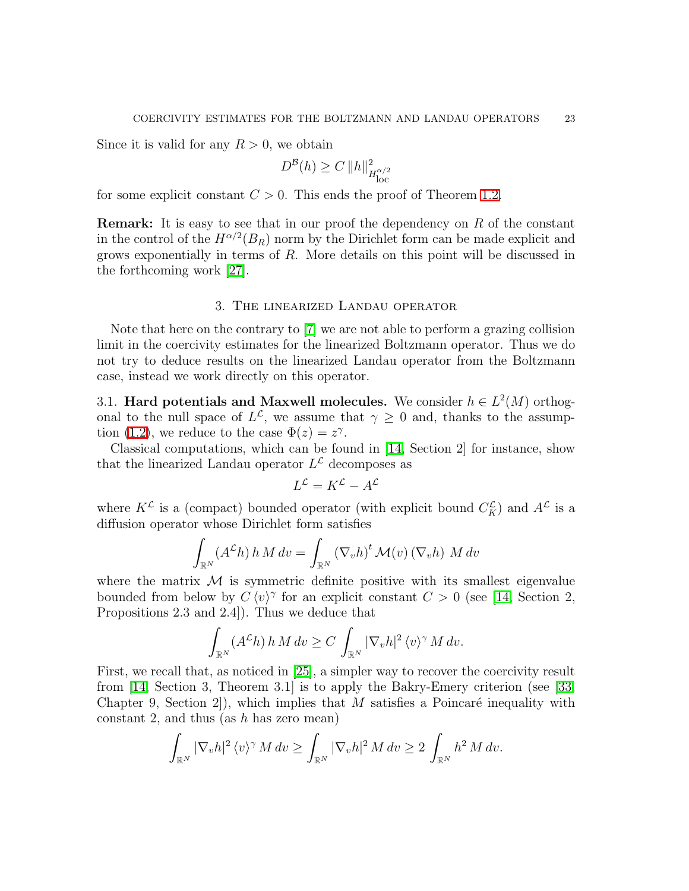Since it is valid for any $R > 0$, we obtain

$$D^{\mathcal{B}}(h) \geq C \, \|h\|^2_{H^{\alpha/2}_{\mathrm{loc}}}$$

for some explicit constant $C > 0$. This ends the proof of Theorem 1.2.

**Remark:** It is easy to see that in our proof the dependency on $R$ of the constant in the control of the $H^{\alpha/2}(B_R)$ norm by the Dirichlet form can be made explicit and grows exponentially in terms of $R$. More details on this point will be discussed in the forthcoming work [27].

## 3. The linearized Landau operator

Note that here on the contrary to [7] we are not able to perform a grazing collision limit in the coercivity estimates for the linearized Boltzmann operator. Thus we do not try to deduce results on the linearized Landau operator from the Boltzmann case, instead we work directly on this operator.

3.1. **Hard potentials and Maxwell molecules.** We consider $h \in L^2(M)$ orthogonal to the null space of $L^{\mathcal{L}}$, we assume that $\gamma \geq 0$ and, thanks to the assumption (1.2), we reduce to the case $\Phi(z) = z^\gamma$.

Classical computations, which can be found in [14, Section 2] for instance, show that the linearized Landau operator $L^{\mathcal{L}}$ decomposes as

$$L^{\mathcal{L}} = K^{\mathcal{L}} - A^{\mathcal{L}}$$

where $K^{\mathcal{L}}$ is a (compact) bounded operator (with explicit bound $C_K^{\mathcal{L}}$) and $A^{\mathcal{L}}$ is a diffusion operator whose Dirichlet form satisfies

$$\int_{\mathbb{R}^N} (A^{\mathcal{L}} h) \, h \, M \, dv = \int_{\mathbb{R}^N} (\nabla_v h)^t \, \mathcal{M}(v) \, (\nabla_v h) \; M \, dv$$

where the matrix $\mathcal{M}$ is symmetric definite positive with its smallest eigenvalue bounded from below by $C \langle v \rangle^\gamma$ for an explicit constant $C > 0$ (see [14, Section 2, Propositions 2.3 and 2.4]). Thus we deduce that

$$\int_{\mathbb{R}^N} (A^{\mathcal{L}} h) \, h \, M \, dv \geq C \int_{\mathbb{R}^N} |\nabla_v h|^2 \langle v \rangle^\gamma \, M \, dv.$$

First, we recall that, as noticed in [25], a simpler way to recover the coercivity result from [14, Section 3, Theorem 3.1] is to apply the Bakry-Emery criterion (see [33, Chapter 9, Section 2]), which implies that $M$ satisfies a Poincaré inequality with constant 2, and thus (as $h$ has zero mean)

$$\int_{\mathbb{R}^N} |\nabla_v h|^2 \langle v \rangle^\gamma \, M \, dv \geq \int_{\mathbb{R}^N} |\nabla_v h|^2 \, M \, dv \geq 2 \int_{\mathbb{R}^N} h^2 \, M \, dv.$$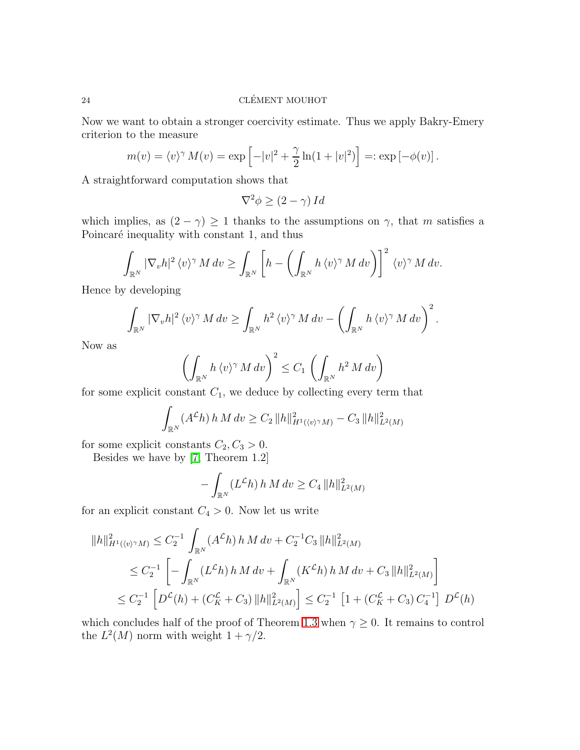Now we want to obtain a stronger coercivity estimate. Thus we apply Bakry-Emery criterion to the measure

$$m(v) = \langle v \rangle^\gamma M(v) = \exp\left[-|v|^2 + \frac{\gamma}{2}\ln(1+|v|^2)\right] =: \exp\left[-\phi(v)\right].$$

A straightforward computation shows that

$$\nabla^2 \phi \geq (2-\gamma)\, Id$$

which implies, as $(2-\gamma) \geq 1$ thanks to the assumptions on $\gamma$, that $m$ satisfies a Poincaré inequality with constant 1, and thus

$$\int_{\mathbb{R}^N} |\nabla_v h|^2 \langle v \rangle^\gamma M\, dv \geq \int_{\mathbb{R}^N} \left[h - \left(\int_{\mathbb{R}^N} h \langle v \rangle^\gamma M\, dv\right)\right]^2 \langle v \rangle^\gamma M\, dv.$$

Hence by developing

$$\int_{\mathbb{R}^N} |\nabla_v h|^2 \langle v \rangle^\gamma M\, dv \geq \int_{\mathbb{R}^N} h^2 \langle v \rangle^\gamma M\, dv - \left(\int_{\mathbb{R}^N} h \langle v \rangle^\gamma M\, dv\right)^2.$$

Now as

$$\left(\int_{\mathbb{R}^N} h \langle v \rangle^\gamma M\, dv\right)^2 \leq C_1 \left(\int_{\mathbb{R}^N} h^2 M\, dv\right)$$

for some explicit constant $C_1$, we deduce by collecting every term that

$$\int_{\mathbb{R}^N} (A^{\mathcal{L}} h)\, h\, M\, dv \geq C_2\, \|h\|^2_{H^1(\langle v \rangle^\gamma M)} - C_3\, \|h\|^2_{L^2(M)}$$

for some explicit constants $C_2, C_3 > 0$.

Besides we have by [7, Theorem 1.2]

$$-\int_{\mathbb{R}^N} (L^{\mathcal{L}} h)\, h\, M\, dv \geq C_4\, \|h\|^2_{L^2(M)}$$

for an explicit constant $C_4 > 0$. Now let us write

$$\begin{aligned}
\|h\|^2_{H^1(\langle v \rangle^\gamma M)} &\leq C_2^{-1} \int_{\mathbb{R}^N} (A^{\mathcal{L}} h)\, h\, M\, dv + C_2^{-1} C_3\, \|h\|^2_{L^2(M)} \\
&\leq C_2^{-1} \left[-\int_{\mathbb{R}^N} (L^{\mathcal{L}} h)\, h\, M\, dv + \int_{\mathbb{R}^N} (K^{\mathcal{L}} h)\, h\, M\, dv + C_3\, \|h\|^2_{L^2(M)}\right] \\
&\leq C_2^{-1} \left[D^{\mathcal{L}}(h) + (C_K^{\mathcal{L}} + C_3)\, \|h\|^2_{L^2(M)}\right] \leq C_2^{-1} \left[1 + (C_K^{\mathcal{L}} + C_3)\, C_4^{-1}\right] D^{\mathcal{L}}(h)
\end{aligned}$$

which concludes half of the proof of Theorem 1.3 when $\gamma \geq 0$. It remains to control the $L^2(M)$ norm with weight $1 + \gamma/2$.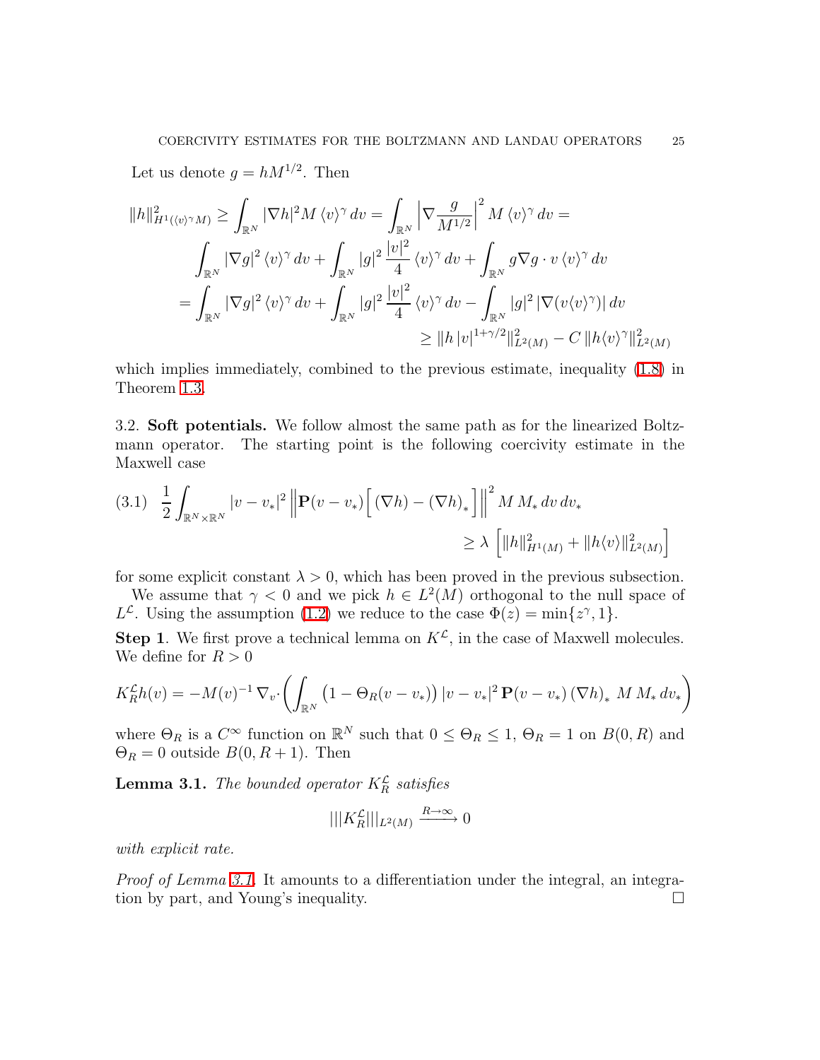Let us denote $g = hM^{1/2}$. Then

$$\|h\|^2_{H^1(\langle v\rangle^\gamma M)} \geq \int_{\mathbb{R}^N} |\nabla h|^2 M \langle v\rangle^\gamma \, dv = \int_{\mathbb{R}^N} \left|\nabla \frac{g}{M^{1/2}}\right|^2 M \langle v\rangle^\gamma \, dv =$$

$$\int_{\mathbb{R}^N} |\nabla g|^2 \langle v\rangle^\gamma \, dv + \int_{\mathbb{R}^N} |g|^2 \frac{|v|^2}{4} \langle v\rangle^\gamma \, dv + \int_{\mathbb{R}^N} g \nabla g \cdot v \, \langle v\rangle^\gamma \, dv$$

$$= \int_{\mathbb{R}^N} |\nabla g|^2 \langle v\rangle^\gamma \, dv + \int_{\mathbb{R}^N} |g|^2 \frac{|v|^2}{4} \langle v\rangle^\gamma \, dv - \int_{\mathbb{R}^N} |g|^2 \, |\nabla (v \langle v\rangle^\gamma)| \, dv$$

$$\geq \|h \, |v|^{1+\gamma/2}\|^2_{L^2(M)} - C \, \|h \langle v\rangle^\gamma\|^2_{L^2(M)}$$

which implies immediately, combined to the previous estimate, inequality (1.8) in Theorem 1.3.

3.2. **Soft potentials.** We follow almost the same path as for the linearized Boltzmann operator. The starting point is the following coercivity estimate in the Maxwell case

$$(3.1) \quad \frac{1}{2} \int_{\mathbb{R}^N \times \mathbb{R}^N} |v - v_*|^2 \left\| \mathbf{P}(v - v_*) \Big[ (\nabla h) - (\nabla h)_* \Big] \right\|^2 M \, M_* \, dv \, dv_* \geq \lambda \left[ \|h\|^2_{H^1(M)} + \|h \langle v\rangle\|^2_{L^2(M)} \right]$$

for some explicit constant $\lambda > 0$, which has been proved in the previous subsection.

We assume that $\gamma < 0$ and we pick $h \in L^2(M)$ orthogonal to the null space of $L^{\mathcal{L}}$. Using the assumption (1.2) we reduce to the case $\Phi(z) = \min\{z^\gamma, 1\}$.

**Step 1**. We first prove a technical lemma on $K^{\mathcal{L}}$, in the case of Maxwell molecules. We define for $R > 0$

$$K^{\mathcal{L}}_R h(v) = -M(v)^{-1} \, \nabla_v \cdot \left( \int_{\mathbb{R}^N} \big(1 - \Theta_R(v - v_*)\big) \, |v - v_*|^2 \, \mathbf{P}(v - v_*) \, (\nabla h)_* \, M \, M_* \, dv_* \right)$$

where $\Theta_R$ is a $C^\infty$ function on $\mathbb{R}^N$ such that $0 \leq \Theta_R \leq 1$, $\Theta_R = 1$ on $B(0,R)$ and $\Theta_R = 0$ outside $B(0, R+1)$. Then

**Lemma 3.1.** *The bounded operator $K^{\mathcal{L}}_R$ satisfies*

$$|||K^{\mathcal{L}}_R|||_{L^2(M)} \xrightarrow{R \to \infty} 0$$

*with explicit rate.*

*Proof of Lemma 3.1.* It amounts to a differentiation under the integral, an integration by part, and Young's inequality. □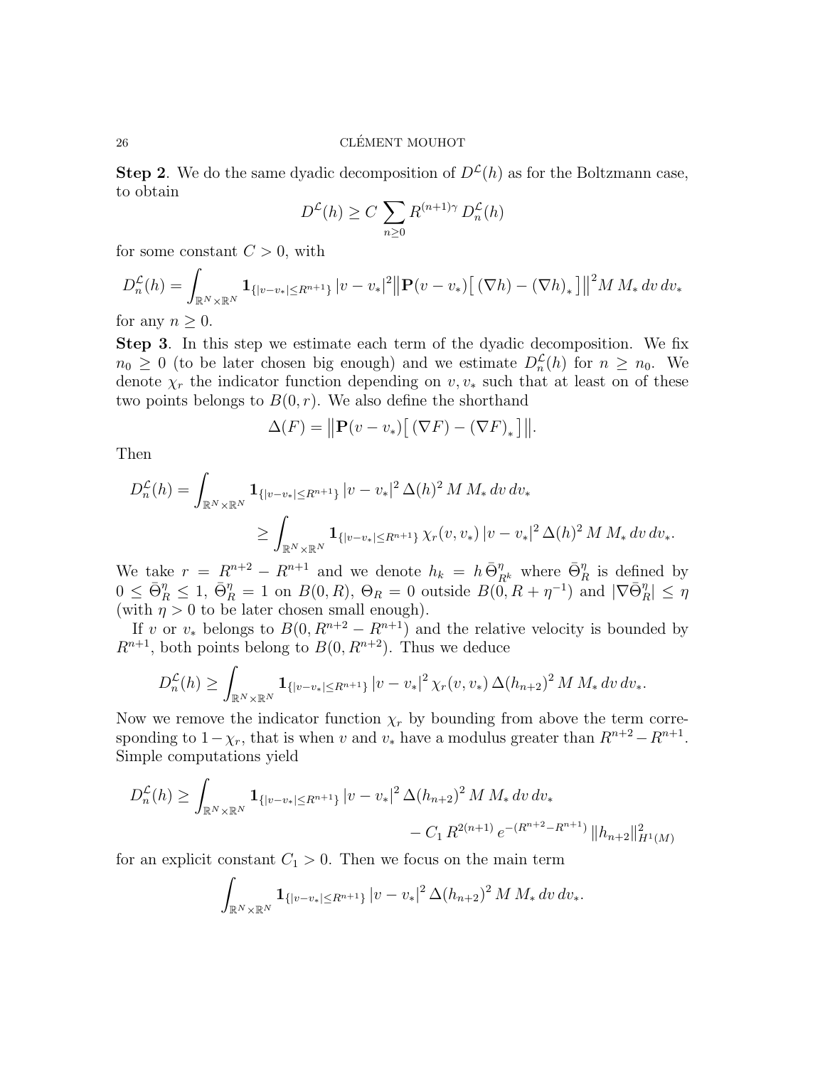**Step 2**. We do the same dyadic decomposition of $D^{\mathcal{L}}(h)$ as for the Boltzmann case, to obtain

$$D^{\mathcal{L}}(h) \geq C \sum_{n\geq 0} R^{(n+1)\gamma} \, D^{\mathcal{L}}_n(h)$$

for some constant $C > 0$, with

$$D^{\mathcal{L}}_n(h) = \int_{\mathbb{R}^N\times\mathbb{R}^N} \mathbf{1}_{\{|v-v_*|\leq R^{n+1}\}} \, |v-v_*|^2 \big\| \mathbf{P}(v-v_*) \big[ \, (\nabla h) - (\nabla h)_* \big] \big\|^2 M \, M_* \, dv \, dv_*$$

for any $n \geq 0$.

**Step 3**. In this step we estimate each term of the dyadic decomposition. We fix $n_0 \geq 0$ (to be later chosen big enough) and we estimate $D^{\mathcal{L}}_n(h)$ for $n \geq n_0$. We denote $\chi_r$ the indicator function depending on $v, v_*$ such that at least on of these two points belongs to $B(0,r)$. We also define the shorthand

$$\Delta(F) = \big\| \mathbf{P}(v-v_*) \big[ \, (\nabla F) - (\nabla F)_* \big] \big\|.$$

Then

$$D^{\mathcal{L}}_n(h) = \int_{\mathbb{R}^N\times\mathbb{R}^N} \mathbf{1}_{\{|v-v_*|\leq R^{n+1}\}} \, |v-v_*|^2 \, \Delta(h)^2 \, M \, M_* \, dv \, dv_*$$
$$\geq \int_{\mathbb{R}^N\times\mathbb{R}^N} \mathbf{1}_{\{|v-v_*|\leq R^{n+1}\}} \, \chi_r(v,v_*) \, |v-v_*|^2 \, \Delta(h)^2 \, M \, M_* \, dv \, dv_*.$$

We take $r = R^{n+2} - R^{n+1}$ and we denote $h_k = h \, \bar{\Theta}^\eta_{R^k}$ where $\bar{\Theta}^\eta_R$ is defined by $0 \leq \bar{\Theta}^\eta_R \leq 1$, $\bar{\Theta}^\eta_R = 1$ on $B(0,R)$, $\Theta_R = 0$ outside $B(0, R + \eta^{-1})$ and $|\nabla \bar{\Theta}^\eta_R| \leq \eta$ (with $\eta > 0$ to be later chosen small enough).

If $v$ or $v_*$ belongs to $B(0, R^{n+2} - R^{n+1})$ and the relative velocity is bounded by $R^{n+1}$, both points belong to $B(0, R^{n+2})$. Thus we deduce

$$D^{\mathcal{L}}_n(h) \geq \int_{\mathbb{R}^N\times\mathbb{R}^N} \mathbf{1}_{\{|v-v_*|\leq R^{n+1}\}} \, |v-v_*|^2 \, \chi_r(v,v_*) \, \Delta(h_{n+2})^2 \, M \, M_* \, dv \, dv_*.$$

Now we remove the indicator function $\chi_r$ by bounding from above the term corresponding to $1-\chi_r$, that is when $v$ and $v_*$ have a modulus greater than $R^{n+2} - R^{n+1}$. Simple computations yield

$$D^{\mathcal{L}}_n(h) \geq \int_{\mathbb{R}^N\times\mathbb{R}^N} \mathbf{1}_{\{|v-v_*|\leq R^{n+1}\}} \, |v-v_*|^2 \, \Delta(h_{n+2})^2 \, M \, M_* \, dv \, dv_*$$
$$- \, C_1 \, R^{2(n+1)} \, e^{-(R^{n+2}-R^{n+1})} \, \|h_{n+2}\|^2_{H^1(M)}$$

for an explicit constant $C_1 > 0$. Then we focus on the main term

$$\int_{\mathbb{R}^N\times\mathbb{R}^N} \mathbf{1}_{\{|v-v_*|\leq R^{n+1}\}} \, |v-v_*|^2 \, \Delta(h_{n+2})^2 \, M \, M_* \, dv \, dv_*.$$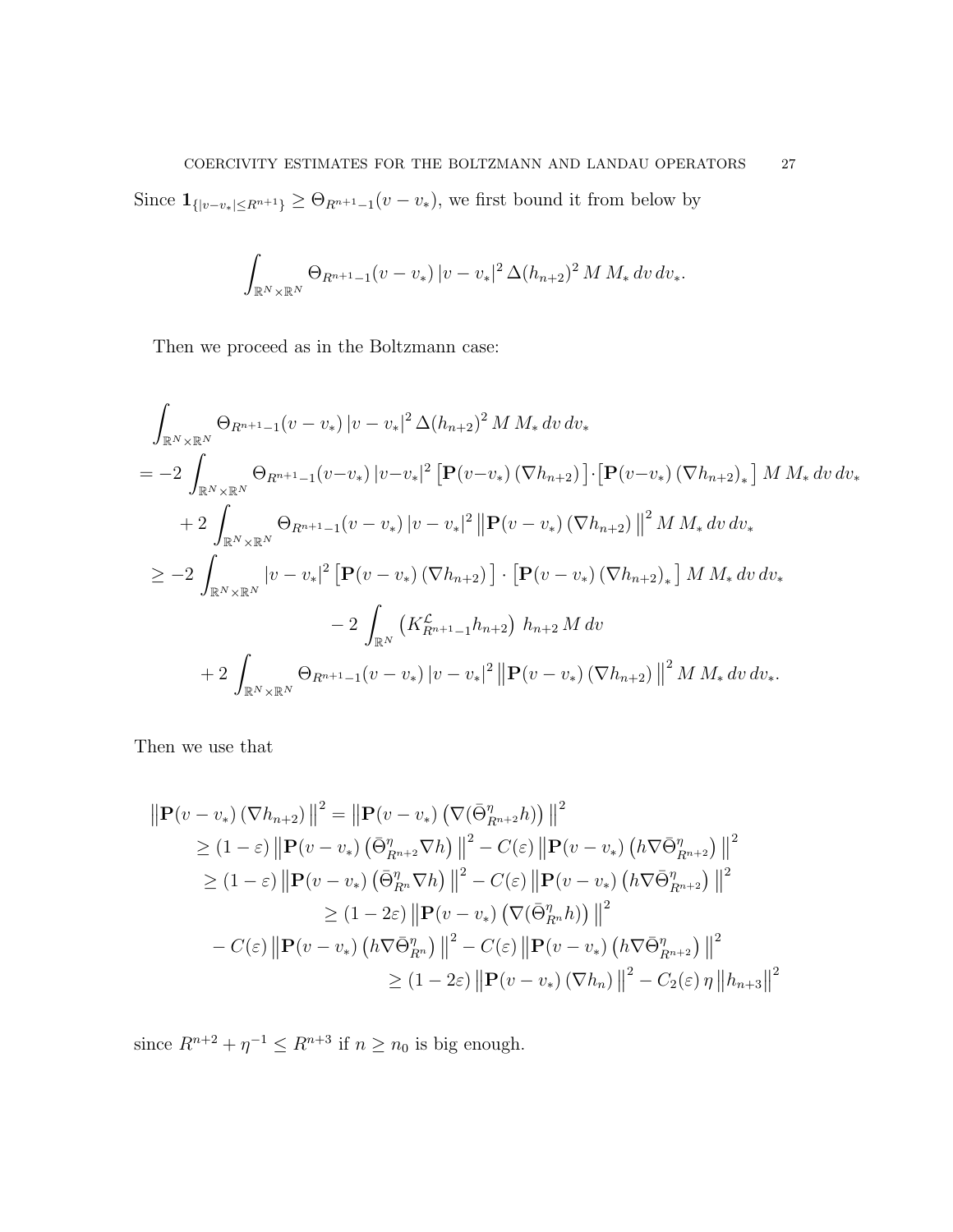Since $\mathbf{1}_{\{|v-v_*|\le R^{n+1}\}} \ge \Theta_{R^{n+1}-1}(v-v_*)$, we first bound it from below by

$$
\int_{\mathbb{R}^N\times\mathbb{R}^N} \Theta_{R^{n+1}-1}(v-v_*)\,|v-v_*|^2\,\Delta(h_{n+2})^2\,M\,M_*\,dv\,dv_*.
$$

Then we proceed as in the Boltzmann case:

$$
\begin{aligned}
&\int_{\mathbb{R}^N\times\mathbb{R}^N} \Theta_{R^{n+1}-1}(v-v_*)\,|v-v_*|^2\,\Delta(h_{n+2})^2\,M\,M_*\,dv\,dv_* \\
&= -2\int_{\mathbb{R}^N\times\mathbb{R}^N} \Theta_{R^{n+1}-1}(v-v_*)\,|v-v_*|^2\left[\mathbf{P}(v-v_*)\,(\nabla h_{n+2})\right]\cdot\left[\mathbf{P}(v-v_*)\,(\nabla h_{n+2})_*\right]M\,M_*\,dv\,dv_* \\
&\qquad + 2\int_{\mathbb{R}^N\times\mathbb{R}^N} \Theta_{R^{n+1}-1}(v-v_*)\,|v-v_*|^2\left\|\mathbf{P}(v-v_*)\,(\nabla h_{n+2})\right\|^2 M\,M_*\,dv\,dv_* \\
&\ge -2\int_{\mathbb{R}^N\times\mathbb{R}^N} |v-v_*|^2\left[\mathbf{P}(v-v_*)\,(\nabla h_{n+2})\right]\cdot\left[\mathbf{P}(v-v_*)\,(\nabla h_{n+2})_*\right]M\,M_*\,dv\,dv_* \\
&\qquad\qquad - 2\int_{\mathbb{R}^N}\left(K^{\mathcal{L}}_{R^{n+1}-1}h_{n+2}\right)\,h_{n+2}\,M\,dv \\
&\qquad + 2\int_{\mathbb{R}^N\times\mathbb{R}^N} \Theta_{R^{n+1}-1}(v-v_*)\,|v-v_*|^2\left\|\mathbf{P}(v-v_*)\,(\nabla h_{n+2})\right\|^2 M\,M_*\,dv\,dv_*.
\end{aligned}
$$

Then we use that

$$
\begin{aligned}
\left\|\mathbf{P}(v-v_*)\,(\nabla h_{n+2})\right\|^2 &= \left\|\mathbf{P}(v-v_*)\left(\nabla(\bar\Theta^\eta_{R^{n+2}}h)\right)\right\|^2 \\
&\ge (1-\varepsilon)\left\|\mathbf{P}(v-v_*)\left(\bar\Theta^\eta_{R^{n+2}}\nabla h\right)\right\|^2 - C(\varepsilon)\left\|\mathbf{P}(v-v_*)\left(h\nabla\bar\Theta^\eta_{R^{n+2}}\right)\right\|^2 \\
&\ge (1-\varepsilon)\left\|\mathbf{P}(v-v_*)\left(\bar\Theta^\eta_{R^{n}}\nabla h\right)\right\|^2 - C(\varepsilon)\left\|\mathbf{P}(v-v_*)\left(h\nabla\bar\Theta^\eta_{R^{n+2}}\right)\right\|^2 \\
&\ge (1-2\varepsilon)\left\|\mathbf{P}(v-v_*)\left(\nabla(\bar\Theta^\eta_{R^{n}}h)\right)\right\|^2 \\
&\quad - C(\varepsilon)\left\|\mathbf{P}(v-v_*)\left(h\nabla\bar\Theta^\eta_{R^{n}}\right)\right\|^2 - C(\varepsilon)\left\|\mathbf{P}(v-v_*)\left(h\nabla\bar\Theta^\eta_{R^{n+2}}\right)\right\|^2 \\
&\ge (1-2\varepsilon)\left\|\mathbf{P}(v-v_*)\,(\nabla h_n)\right\|^2 - C_2(\varepsilon)\,\eta\left\|h_{n+3}\right\|^2
\end{aligned}
$$

since $R^{n+2}+\eta^{-1}\le R^{n+3}$ if $n\ge n_0$ is big enough.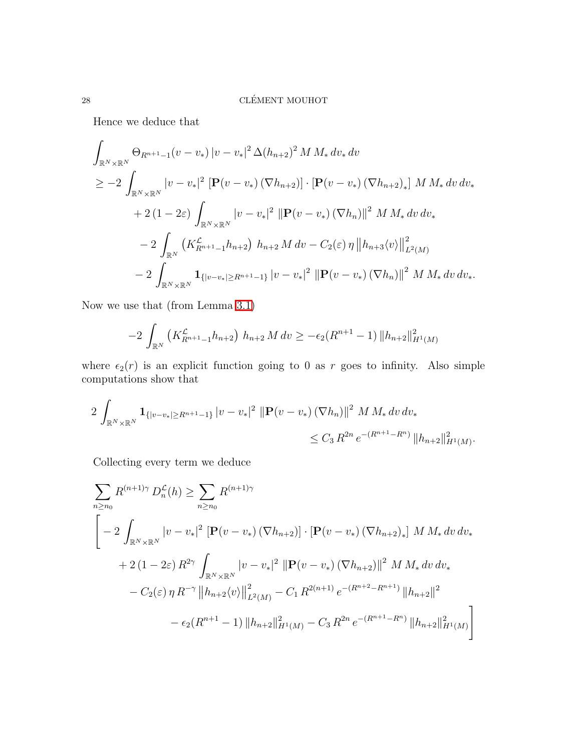Hence we deduce that

$$
\begin{aligned}
&\int_{\mathbb{R}^N \times \mathbb{R}^N} \Theta_{R^{n+1}-1}(v - v_*)\, |v - v_*|^2 \, \Delta(h_{n+2})^2 \, M \, M_* \, dv_* \, dv \\
&\geq -2 \int_{\mathbb{R}^N \times \mathbb{R}^N} |v - v_*|^2 \, [\mathbf{P}(v - v_*)\, (\nabla h_{n+2})] \cdot [\mathbf{P}(v - v_*)\, (\nabla h_{n+2})_*] \; M \, M_* \, dv \, dv_* \\
&\qquad + 2\,(1 - 2\varepsilon) \int_{\mathbb{R}^N \times \mathbb{R}^N} |v - v_*|^2 \, \left\|\mathbf{P}(v - v_*)\, (\nabla h_n)\right\|^2 \, M \, M_* \, dv \, dv_* \\
&\qquad - 2 \int_{\mathbb{R}^N} \left(K^{\mathcal{L}}_{R^{n+1}-1} h_{n+2}\right) \, h_{n+2} \, M \, dv - C_2(\varepsilon)\, \eta \left\|h_{n+3} \langle v \rangle\right\|^2_{L^2(M)} \\
&\qquad - 2 \int_{\mathbb{R}^N \times \mathbb{R}^N} \mathbf{1}_{\{|v - v_*| \geq R^{n+1}-1\}} \, |v - v_*|^2 \, \left\|\mathbf{P}(v - v_*)\, (\nabla h_n)\right\|^2 \, M \, M_* \, dv \, dv_*.
\end{aligned}
$$

Now we use that (from Lemma 3.1)

$$
-2 \int_{\mathbb{R}^N} \left(K^{\mathcal{L}}_{R^{n+1}-1} h_{n+2}\right) \, h_{n+2} \, M \, dv \geq -\epsilon_2(R^{n+1} - 1)\, \|h_{n+2}\|^2_{H^1(M)}
$$

where $\epsilon_2(r)$ is an explicit function going to 0 as $r$ goes to infinity. Also simple computations show that

$$
\begin{aligned}
2 \int_{\mathbb{R}^N \times \mathbb{R}^N} \mathbf{1}_{\{|v - v_*| \geq R^{n+1}-1\}} \, |v - v_*|^2 \, \left\|\mathbf{P}(v - v_*)\, (\nabla h_n)\right\|^2 \, M \, M_* \, dv \, dv_* \\
\leq C_3 \, R^{2n} \, e^{-(R^{n+1} - R^n)} \, \|h_{n+2}\|^2_{H^1(M)}.
\end{aligned}
$$

Collecting every term we deduce

$$
\begin{aligned}
&\sum_{n \geq n_0} R^{(n+1)\gamma} \, D^{\mathcal{L}}_n(h) \geq \sum_{n \geq n_0} R^{(n+1)\gamma} \\
&\Bigg[ -2 \int_{\mathbb{R}^N \times \mathbb{R}^N} |v - v_*|^2 \, [\mathbf{P}(v - v_*)\, (\nabla h_{n+2})] \cdot [\mathbf{P}(v - v_*)\, (\nabla h_{n+2})_*] \; M \, M_* \, dv \, dv_* \\
&\qquad + 2\,(1 - 2\varepsilon)\, R^{2\gamma} \int_{\mathbb{R}^N \times \mathbb{R}^N} |v - v_*|^2 \, \left\|\mathbf{P}(v - v_*)\, (\nabla h_{n+2})\right\|^2 \, M \, M_* \, dv \, dv_* \\
&\qquad - C_2(\varepsilon)\, \eta \, R^{-\gamma} \left\|h_{n+2} \langle v \rangle\right\|^2_{L^2(M)} - C_1 \, R^{2(n+1)} \, e^{-(R^{n+2} - R^{n+1})} \, \|h_{n+2}\|^2 \\
&\qquad\qquad - \epsilon_2(R^{n+1} - 1)\, \|h_{n+2}\|^2_{H^1(M)} - C_3 \, R^{2n} \, e^{-(R^{n+1} - R^n)} \, \|h_{n+2}\|^2_{H^1(M)} \Bigg]
\end{aligned}
$$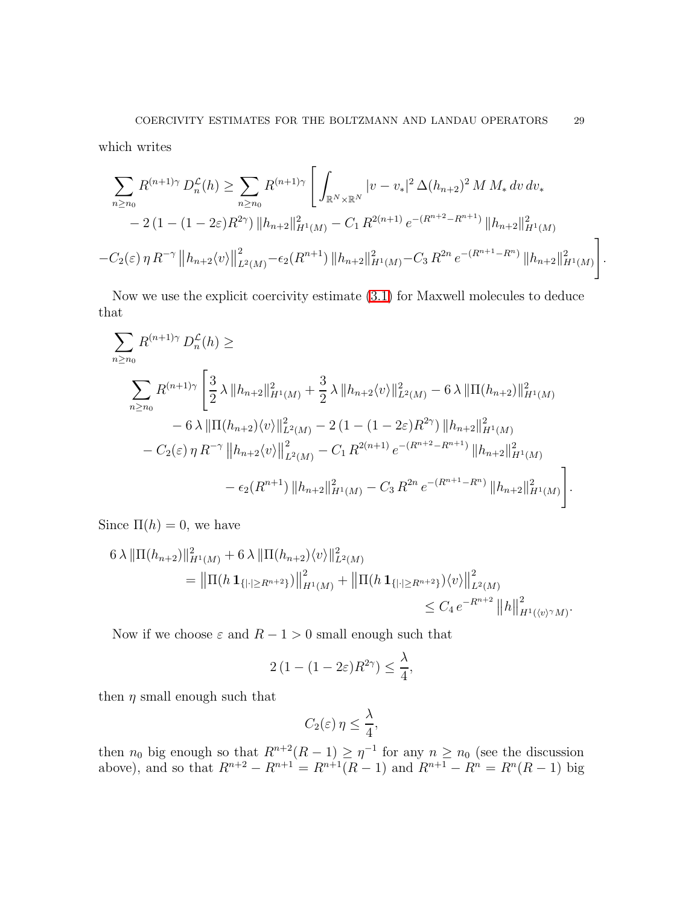which writes

$$
\sum_{n\geq n_0} R^{(n+1)\gamma}\, D_n^{\mathcal{L}}(h) \geq \sum_{n\geq n_0} R^{(n+1)\gamma} \Bigg[ \int_{\mathbb{R}^N\times\mathbb{R}^N} |v-v_*|^2\, \Delta(h_{n+2})^2\, M\, M_*\, dv\, dv_*
$$
$$
- 2\,(1-(1-2\varepsilon)R^{2\gamma})\, \|h_{n+2}\|^2_{H^1(M)} - C_1\, R^{2(n+1)}\, e^{-(R^{n+2}-R^{n+1})}\, \|h_{n+2}\|^2_{H^1(M)}
$$
$$
- C_2(\varepsilon)\,\eta\, R^{-\gamma}\, \left\|h_{n+2}\langle v\rangle\right\|^2_{L^2(M)} - \epsilon_2(R^{n+1})\, \|h_{n+2}\|^2_{H^1(M)} - C_3\, R^{2n}\, e^{-(R^{n+1}-R^n)}\, \|h_{n+2}\|^2_{H^1(M)} \Bigg].
$$

Now we use the explicit coercivity estimate (3.1) for Maxwell molecules to deduce that

$$
\sum_{n\geq n_0} R^{(n+1)\gamma}\, D_n^{\mathcal{L}}(h) \geq
$$
$$
\sum_{n\geq n_0} R^{(n+1)\gamma} \Bigg[ \frac{3}{2}\,\lambda\, \|h_{n+2}\|^2_{H^1(M)} + \frac{3}{2}\,\lambda\, \|h_{n+2}\langle v\rangle\|^2_{L^2(M)} - 6\,\lambda\, \|\Pi(h_{n+2})\|^2_{H^1(M)}
$$
$$
- 6\,\lambda\, \|\Pi(h_{n+2})\langle v\rangle\|^2_{L^2(M)} - 2\,(1-(1-2\varepsilon)R^{2\gamma})\, \|h_{n+2}\|^2_{H^1(M)}
$$
$$
- C_2(\varepsilon)\,\eta\, R^{-\gamma}\, \left\|h_{n+2}\langle v\rangle\right\|^2_{L^2(M)} - C_1\, R^{2(n+1)}\, e^{-(R^{n+2}-R^{n+1})}\, \|h_{n+2}\|^2_{H^1(M)}
$$
$$
- \epsilon_2(R^{n+1})\, \|h_{n+2}\|^2_{H^1(M)} - C_3\, R^{2n}\, e^{-(R^{n+1}-R^n)}\, \|h_{n+2}\|^2_{H^1(M)} \Bigg].
$$

Since $\Pi(h)=0$, we have

$$
\begin{aligned}
6\,\lambda\, \|\Pi(h_{n+2})\|^2_{H^1(M)} + 6\,\lambda\, \|\Pi(h_{n+2})\langle v\rangle\|^2_{L^2(M)}
&= \left\|\Pi(h\,\mathbf{1}_{\{|\cdot|\geq R^{n+2}\}})\right\|^2_{H^1(M)} + \left\|\Pi(h\,\mathbf{1}_{\{|\cdot|\geq R^{n+2}\}})\langle v\rangle\right\|^2_{L^2(M)} \\
&\leq C_4\, e^{-R^{n+2}}\, \left\|h\right\|^2_{H^1(\langle v\rangle^\gamma M)}.
\end{aligned}
$$

Now if we choose $\varepsilon$ and $R-1>0$ small enough such that

$$
2\,(1-(1-2\varepsilon)R^{2\gamma}) \leq \frac{\lambda}{4},
$$

then $\eta$ small enough such that

$$
C_2(\varepsilon)\,\eta \leq \frac{\lambda}{4},
$$

then $n_0$ big enough so that $R^{n+2}(R-1)\geq \eta^{-1}$ for any $n\geq n_0$ (see the discussion above), and so that $R^{n+2}-R^{n+1}=R^{n+1}(R-1)$ and $R^{n+1}-R^n=R^n(R-1)$ big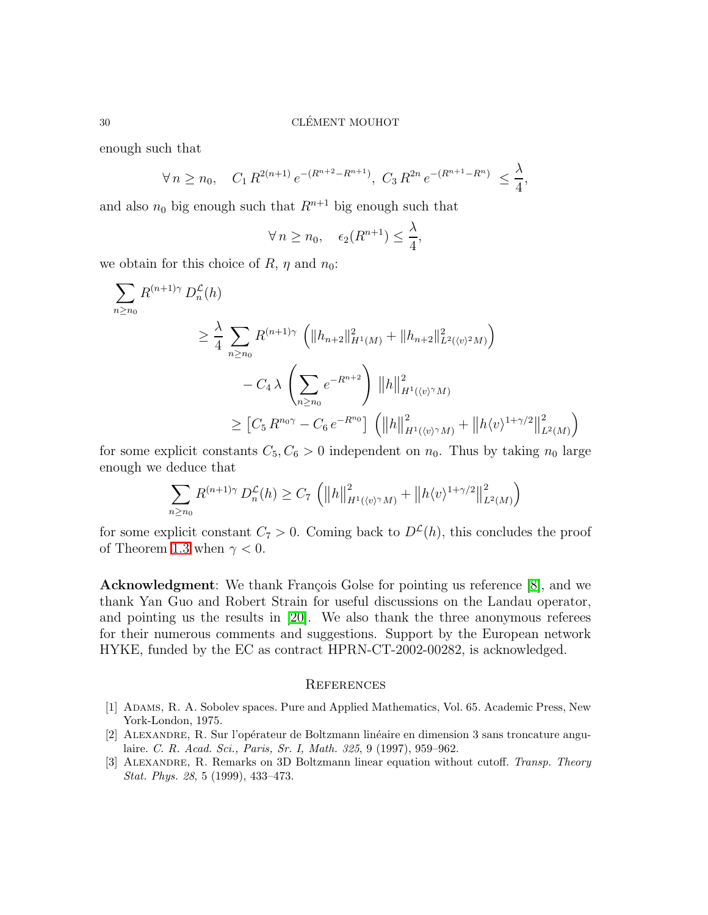enough such that

$$\forall\, n \geq n_0, \quad C_1\, R^{2(n+1)}\, e^{-(R^{n+2}-R^{n+1})},\ C_3\, R^{2n}\, e^{-(R^{n+1}-R^n)} \ \leq \frac{\lambda}{4},$$

and also $n_0$ big enough such that $R^{n+1}$ big enough such that

$$\forall\, n \geq n_0, \quad \epsilon_2(R^{n+1}) \leq \frac{\lambda}{4},$$

we obtain for this choice of $R$, $\eta$ and $n_0$:

$$\begin{aligned}
\sum_{n \geq n_0} & R^{(n+1)\gamma}\, D^{\mathcal{L}}_n(h) \\
&\geq \frac{\lambda}{4} \sum_{n \geq n_0} R^{(n+1)\gamma} \left( \|h_{n+2}\|^2_{H^1(M)} + \|h_{n+2}\|^2_{L^2(\langle v\rangle^2 M)} \right) \\
&\qquad - C_4\, \lambda \left( \sum_{n \geq n_0} e^{-R^{n+2}} \right) \big\|h\big\|^2_{H^1(\langle v\rangle^\gamma M)} \\
&\geq \left[ C_5\, R^{n_0 \gamma} - C_6\, e^{-R^{n_0}} \right] \left( \big\|h\big\|^2_{H^1(\langle v\rangle^\gamma M)} + \big\|h \langle v\rangle^{1+\gamma/2}\big\|^2_{L^2(M)} \right)
\end{aligned}$$

for some explicit constants $C_5, C_6 > 0$ independent on $n_0$. Thus by taking $n_0$ large enough we deduce that

$$\sum_{n \geq n_0} R^{(n+1)\gamma}\, D^{\mathcal{L}}_n(h) \geq C_7 \left( \big\|h\big\|^2_{H^1(\langle v\rangle^\gamma M)} + \big\|h \langle v\rangle^{1+\gamma/2}\big\|^2_{L^2(M)} \right)$$

for some explicit constant $C_7 > 0$. Coming back to $D^{\mathcal{L}}(h)$, this concludes the proof of Theorem 1.3 when $\gamma < 0$.

**Acknowledgment**: We thank François Golse for pointing us reference [8], and we thank Yan Guo and Robert Strain for useful discussions on the Landau operator, and pointing us the results in [20]. We also thank the three anonymous referees for their numerous comments and suggestions. Support by the European network HYKE, funded by the EC as contract HPRN-CT-2002-00282, is acknowledged.

## References

[1] Adams, R. A. Sobolev spaces. Pure and Applied Mathematics, Vol. 65. Academic Press, New York-London, 1975.

[2] Alexandre, R. Sur l'opérateur de Boltzmann linéaire en dimension 3 sans troncature angulaire. *C. R. Acad. Sci., Paris, Sr. I, Math. 325*, 9 (1997), 959–962.

[3] Alexandre, R. Remarks on 3D Boltzmann linear equation without cutoff. *Transp. Theory Stat. Phys. 28*, 5 (1999), 433–473.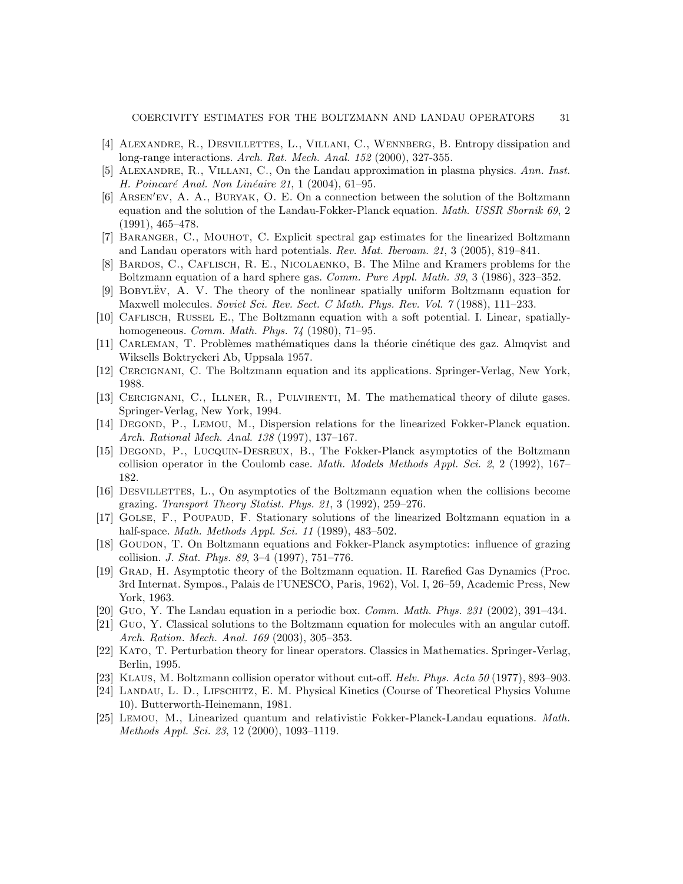- [4] Alexandre, R., Desvillettes, L., Villani, C., Wennberg, B. Entropy dissipation and long-range interactions. *Arch. Rat. Mech. Anal. 152* (2000), 327-355.
- [5] Alexandre, R., Villani, C., On the Landau approximation in plasma physics. *Ann. Inst. H. Poincaré Anal. Non Linéaire 21*, 1 (2004), 61–95.
- [6] Arsen′ev, A. A., Buryak, O. E. On a connection between the solution of the Boltzmann equation and the solution of the Landau-Fokker-Planck equation. *Math. USSR Sbornik 69*, 2 (1991), 465–478.
- [7] Baranger, C., Mouhot, C. Explicit spectral gap estimates for the linearized Boltzmann and Landau operators with hard potentials. *Rev. Mat. Iberoam. 21*, 3 (2005), 819–841.
- [8] Bardos, C., Caflisch, R. E., Nicolaenko, B. The Milne and Kramers problems for the Boltzmann equation of a hard sphere gas. *Comm. Pure Appl. Math. 39*, 3 (1986), 323–352.
- [9] Bobylëv, A. V. The theory of the nonlinear spatially uniform Boltzmann equation for Maxwell molecules. *Soviet Sci. Rev. Sect. C Math. Phys. Rev. Vol. 7* (1988), 111–233.
- [10] Caflisch, Russel E., The Boltzmann equation with a soft potential. I. Linear, spatially-homogeneous. *Comm. Math. Phys. 74* (1980), 71–95.
- [11] Carleman, T. Problèmes mathématiques dans la théorie cinétique des gaz. Almqvist and Wiksells Boktryckeri Ab, Uppsala 1957.
- [12] Cercignani, C. The Boltzmann equation and its applications. Springer-Verlag, New York, 1988.
- [13] Cercignani, C., Illner, R., Pulvirenti, M. The mathematical theory of dilute gases. Springer-Verlag, New York, 1994.
- [14] Degond, P., Lemou, M., Dispersion relations for the linearized Fokker-Planck equation. *Arch. Rational Mech. Anal. 138* (1997), 137–167.
- [15] Degond, P., Lucquin-Desreux, B., The Fokker-Planck asymptotics of the Boltzmann collision operator in the Coulomb case. *Math. Models Methods Appl. Sci. 2*, 2 (1992), 167–182.
- [16] Desvillettes, L., On asymptotics of the Boltzmann equation when the collisions become grazing. *Transport Theory Statist. Phys. 21*, 3 (1992), 259–276.
- [17] Golse, F., Poupaud, F. Stationary solutions of the linearized Boltzmann equation in a half-space. *Math. Methods Appl. Sci. 11* (1989), 483–502.
- [18] Goudon, T. On Boltzmann equations and Fokker-Planck asymptotics: influence of grazing collision. *J. Stat. Phys. 89*, 3–4 (1997), 751–776.
- [19] Grad, H. Asymptotic theory of the Boltzmann equation. II. Rarefied Gas Dynamics (Proc. 3rd Internat. Sympos., Palais de l'UNESCO, Paris, 1962), Vol. I, 26–59, Academic Press, New York, 1963.
- [20] Guo, Y. The Landau equation in a periodic box. *Comm. Math. Phys. 231* (2002), 391–434.
- [21] Guo, Y. Classical solutions to the Boltzmann equation for molecules with an angular cutoff. *Arch. Ration. Mech. Anal. 169* (2003), 305–353.
- [22] Kato, T. Perturbation theory for linear operators. Classics in Mathematics. Springer-Verlag, Berlin, 1995.
- [23] Klaus, M. Boltzmann collision operator without cut-off. *Helv. Phys. Acta 50* (1977), 893–903.
- [24] Landau, L. D., Lifschitz, E. M. Physical Kinetics (Course of Theoretical Physics Volume 10). Butterworth-Heinemann, 1981.
- [25] Lemou, M., Linearized quantum and relativistic Fokker-Planck-Landau equations. *Math. Methods Appl. Sci. 23*, 12 (2000), 1093–1119.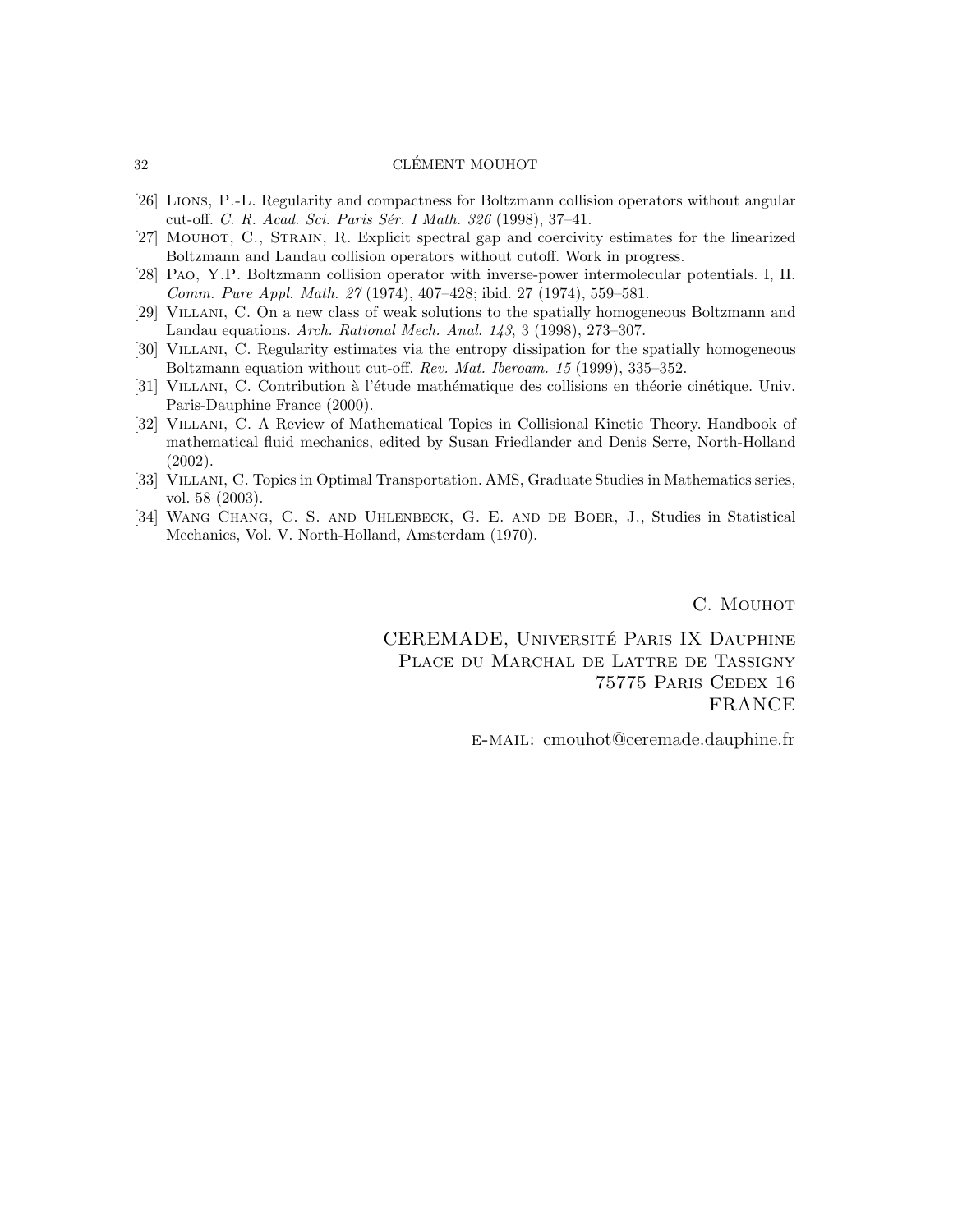[26] Lions, P.-L. Regularity and compactness for Boltzmann collision operators without angular cut-off. *C. R. Acad. Sci. Paris Sér. I Math. 326* (1998), 37–41.

[27] Mouhot, C., Strain, R. Explicit spectral gap and coercivity estimates for the linearized Boltzmann and Landau collision operators without cutoff. Work in progress.

[28] Pao, Y.P. Boltzmann collision operator with inverse-power intermolecular potentials. I, II. *Comm. Pure Appl. Math. 27* (1974), 407–428; ibid. 27 (1974), 559–581.

[29] Villani, C. On a new class of weak solutions to the spatially homogeneous Boltzmann and Landau equations. *Arch. Rational Mech. Anal. 143*, 3 (1998), 273–307.

[30] Villani, C. Regularity estimates via the entropy dissipation for the spatially homogeneous Boltzmann equation without cut-off. *Rev. Mat. Iberoam. 15* (1999), 335–352.

[31] Villani, C. Contribution à l'étude mathématique des collisions en théorie cinétique. Univ. Paris-Dauphine France (2000).

[32] Villani, C. A Review of Mathematical Topics in Collisional Kinetic Theory. Handbook of mathematical fluid mechanics, edited by Susan Friedlander and Denis Serre, North-Holland (2002).

[33] Villani, C. Topics in Optimal Transportation. AMS, Graduate Studies in Mathematics series, vol. 58 (2003).

[34] Wang Chang, C. S. and Uhlenbeck, G. E. and de Boer, J., Studies in Statistical Mechanics, Vol. V. North-Holland, Amsterdam (1970).

C. Mouhot

CEREMADE, Université Paris IX Dauphine
Place du Marchal de Lattre de Tassigny
75775 Paris Cedex 16
FRANCE

e-mail: cmouhot@ceremade.dauphine.fr